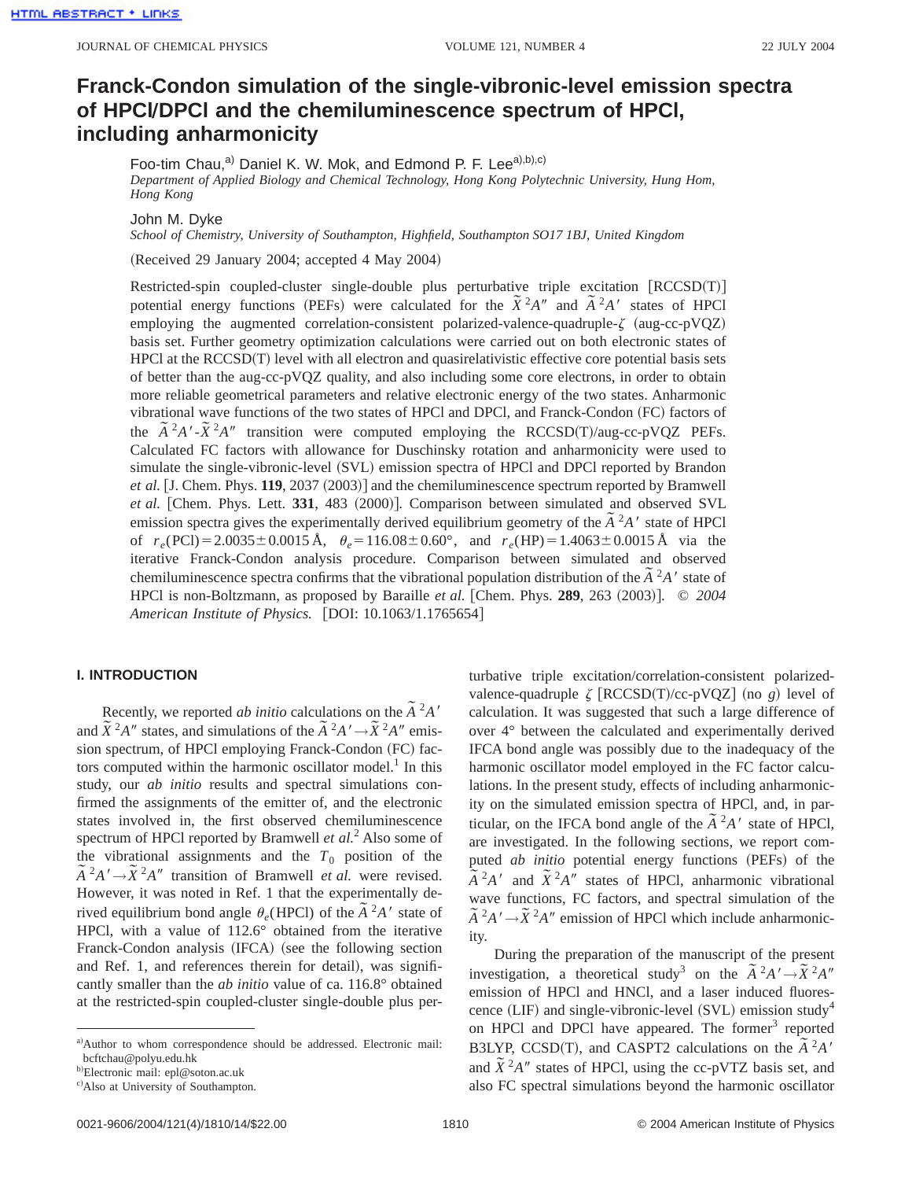# Franck-Condon simulation of the single-vibronic-level emission spectra of HPCl/DPCl and the chemiluminescence spectrum of HPCl, including anharmonicity

Foo-tim Chau,[a] Daniel K. W. Mok, and Edmond P. F. Lee[a,b,c]

*Department of Applied Biology and Chemical Technology, Hong Kong Polytechnic University, Hung Hom, Hong Kong*

John M. Dyke

*School of Chemistry, University of Southampton, Highfield, Southampton SO17 1BJ, United Kingdom*

(Received 29 January 2004; accepted 4 May 2004)

Restricted-spin coupled-cluster single-double plus perturbative triple excitation [RCCSD(T)] potential energy functions (PEFs) were calculated for the $\tilde{X}\,^2A''$ and $\tilde{A}\,^2A'$ states of HPCl employing the augmented correlation-consistent polarized-valence-quadruple-$\zeta$ (aug-cc-pVQZ) basis set. Further geometry optimization calculations were carried out on both electronic states of HPCl at the RCCSD(T) level with all electron and quasirelativistic effective core potential basis sets of better than the aug-cc-pVQZ quality, and also including some core electrons, in order to obtain more reliable geometrical parameters and relative electronic energy of the two states. Anharmonic vibrational wave functions of the two states of HPCl and DPCl, and Franck-Condon (FC) factors of the $\tilde{A}\,^2A'$-$\tilde{X}\,^2A''$ transition were computed employing the RCCSD(T)/aug-cc-pVQZ PEFs. Calculated FC factors with allowance for Duschinsky rotation and anharmonicity were used to simulate the single-vibronic-level (SVL) emission spectra of HPCl and DPCl reported by Brandon *et al.* [J. Chem. Phys. **119**, 2037 (2003)] and the chemiluminescence spectrum reported by Bramwell *et al.* [Chem. Phys. Lett. **331**, 483 (2000)]. Comparison between simulated and observed SVL emission spectra gives the experimentally derived equilibrium geometry of the $\tilde{A}\,^2A'$ state of HPCl of $r_e(\text{PCl})=2.0035\pm0.0015$ Å, $\theta_e=116.08\pm0.60°$, and $r_e(\text{HP})=1.4063\pm0.0015$ Å via the iterative Franck-Condon analysis procedure. Comparison between simulated and observed chemiluminescence spectra confirms that the vibrational population distribution of the $\tilde{A}\,^2A'$ state of HPCl is non-Boltzmann, as proposed by Baraille *et al.* [Chem. Phys. **289**, 263 (2003)]. © *2004 American Institute of Physics.* [DOI: 10.1063/1.1765654]

## I. INTRODUCTION

Recently, we reported *ab initio* calculations on the $\tilde{A}\,^2A'$ and $\tilde{X}\,^2A''$ states, and simulations of the $\tilde{A}\,^2A'\rightarrow\tilde{X}\,^2A''$ emission spectrum, of HPCl employing Franck-Condon (FC) factors computed within the harmonic oscillator model.[1] In this study, our *ab initio* results and spectral simulations confirmed the assignments of the emitter of, and the electronic states involved in, the first observed chemiluminescence spectrum of HPCl reported by Bramwell *et al.*[2] Also some of the vibrational assignments and the $T_0$ position of the $\tilde{A}\,^2A'\rightarrow\tilde{X}\,^2A''$ transition of Bramwell *et al.* were revised. However, it was noted in Ref. 1 that the experimentally derived equilibrium bond angle $\theta_e$(HPCl) of the $\tilde{A}\,^2A'$ state of HPCl, with a value of 112.6° obtained from the iterative Franck-Condon analysis (IFCA) (see the following section and Ref. 1, and references therein for detail), was significantly smaller than the *ab initio* value of ca. 116.8° obtained at the restricted-spin coupled-cluster single-double plus perturbative triple excitation/correlation-consistent polarized-valence-quadruple $\zeta$ [RCCSD(T)/cc-pVQZ] (no *g*) level of calculation. It was suggested that such a large difference of over 4° between the calculated and experimentally derived IFCA bond angle was possibly due to the inadequacy of the harmonic oscillator model employed in the FC factor calculations. In the present study, effects of including anharmonicity on the simulated emission spectra of HPCl, and, in particular, on the IFCA bond angle of the $\tilde{A}\,^2A'$ state of HPCl, are investigated. In the following sections, we report computed *ab initio* potential energy functions (PEFs) of the $\tilde{A}\,^2A'$ and $\tilde{X}\,^2A''$ states of HPCl, anharmonic vibrational wave functions, FC factors, and spectral simulation of the $\tilde{A}\,^2A'\rightarrow\tilde{X}\,^2A''$ emission of HPCl which include anharmonicity.

During the preparation of the manuscript of the present investigation, a theoretical study[3] on the $\tilde{A}\,^2A'\rightarrow\tilde{X}\,^2A''$ emission of HPCl and HNCl, and a laser induced fluorescence (LIF) and single-vibronic-level (SVL) emission study[4] on HPCl and DPCl have appeared. The former[3] reported B3LYP, CCSD(T), and CASPT2 calculations on the $\tilde{A}\,^2A'$ and $\tilde{X}\,^2A''$ states of HPCl, using the cc-pVTZ basis set, and also FC spectral simulations beyond the harmonic oscillator

---

[a] Author to whom correspondence should be addressed. Electronic mail: bcftchau@polyu.edu.hk

[b] Electronic mail: epl@soton.ac.uk

[c] Also at University of Southampton.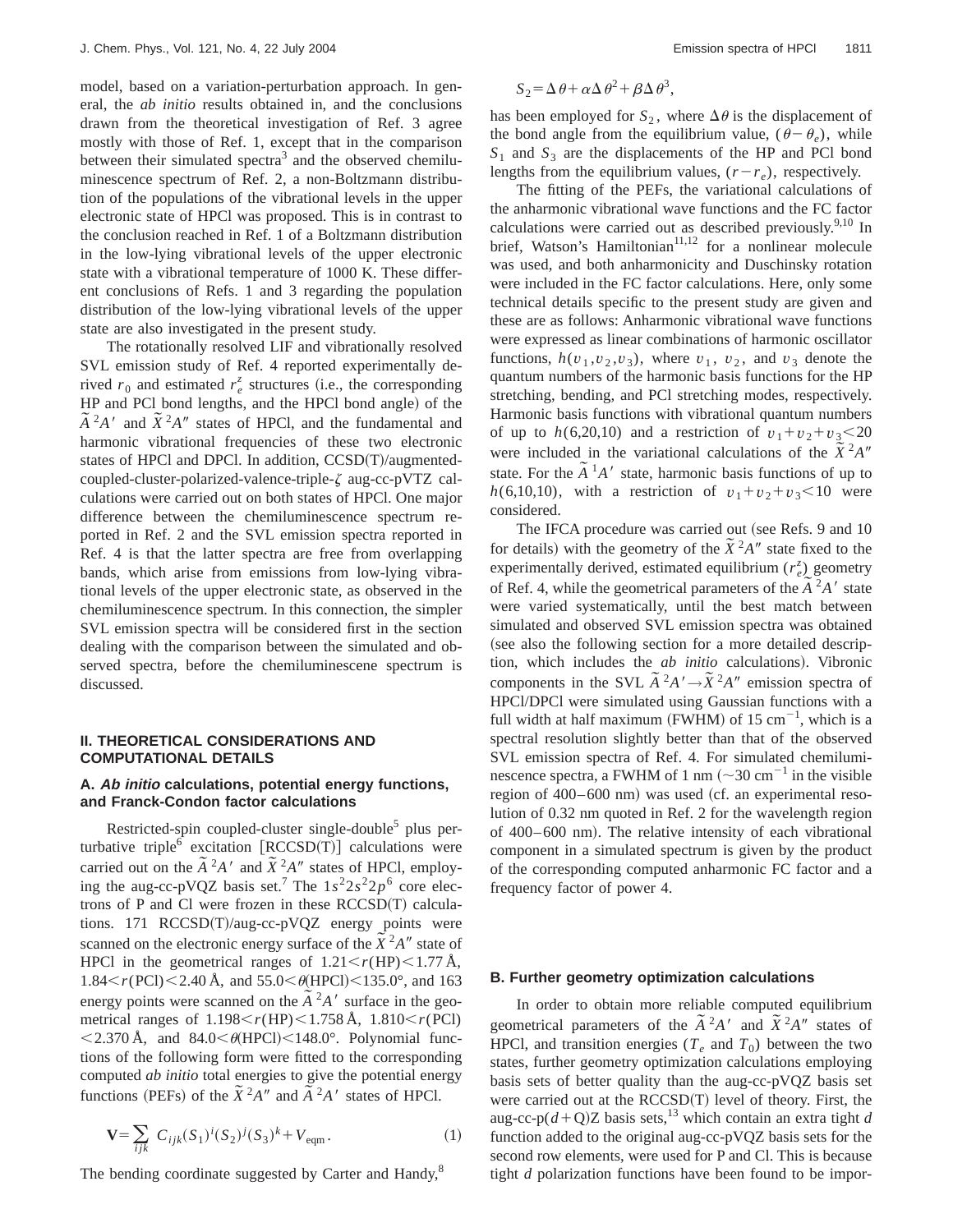model, based on a variation-perturbation approach. In general, the *ab initio* results obtained in, and the conclusions drawn from the theoretical investigation of Ref. 3 agree mostly with those of Ref. 1, except that in the comparison between their simulated spectra[3] and the observed chemiluminescence spectrum of Ref. 2, a non-Boltzmann distribution of the populations of the vibrational levels in the upper electronic state of HPCl was proposed. This is in contrast to the conclusion reached in Ref. 1 of a Boltzmann distribution in the low-lying vibrational levels of the upper electronic state with a vibrational temperature of 1000 K. These different conclusions of Refs. 1 and 3 regarding the population distribution of the low-lying vibrational levels of the upper state are also investigated in the present study.

The rotationally resolved LIF and vibrationally resolved SVL emission study of Ref. 4 reported experimentally derived $r_0$ and estimated $r_e^z$ structures (i.e., the corresponding HP and PCl bond lengths, and the HPCl bond angle) of the $\tilde{A}\,^2A'$ and $\tilde{X}\,^2A''$ states of HPCl, and the fundamental and harmonic vibrational frequencies of these two electronic states of HPCl and DPCl. In addition, CCSD(T)/augmented-coupled-cluster-polarized-valence-triple-$\zeta$ aug-cc-pVTZ calculations were carried out on both states of HPCl. One major difference between the chemiluminescence spectrum reported in Ref. 2 and the SVL emission spectra reported in Ref. 4 is that the latter spectra are free from overlapping bands, which arise from emissions from low-lying vibrational levels of the upper electronic state, as observed in the chemiluminescence spectrum. In this connection, the simpler SVL emission spectra will be considered first in the section dealing with the comparison between the simulated and observed spectra, before the chemiluminescene spectrum is discussed.

## II. THEORETICAL CONSIDERATIONS AND COMPUTATIONAL DETAILS

### A. *Ab initio* calculations, potential energy functions, and Franck-Condon factor calculations

Restricted-spin coupled-cluster single-double[5] plus perturbative triple[6] excitation [RCCSD(T)] calculations were carried out on the $\tilde{A}\,^2A'$ and $\tilde{X}\,^2A''$ states of HPCl, employing the aug-cc-pVQZ basis set.[7] The $1s^22s^22p^6$ core electrons of P and Cl were frozen in these RCCSD(T) calculations. 171 RCCSD(T)/aug-cc-pVQZ energy points were scanned on the electronic energy surface of the $\tilde{X}\,^2A''$ state of HPCl in the geometrical ranges of $1.21 < r(\mathrm{HP}) < 1.77$ Å, $1.84 < r(\mathrm{PCl}) < 2.40$ Å, and $55.0 < \theta(\mathrm{HPCl}) < 135.0°$, and 163 energy points were scanned on the $\tilde{A}\,^2A'$ surface in the geometrical ranges of $1.198 < r(\mathrm{HP}) < 1.758$ Å, $1.810 < r(\mathrm{PCl}) < 2.370$ Å, and $84.0 < \theta(\mathrm{HPCl}) < 148.0°$. Polynomial functions of the following form were fitted to the corresponding computed *ab initio* total energies to give the potential energy functions (PEFs) of the $\tilde{X}\,^2A''$ and $\tilde{A}\,^2A'$ states of HPCl.

$$\mathbf{V} = \sum_{ijk} C_{ijk}(S_1)^i(S_2)^j(S_3)^k + V_{\mathrm{eqm}}. \tag{1}$$

The bending coordinate suggested by Carter and Handy,[8]

$$S_2 = \Delta\theta + \alpha\Delta\theta^2 + \beta\Delta\theta^3,$$

has been employed for $S_2$, where $\Delta\theta$ is the displacement of the bond angle from the equilibrium value, $(\theta - \theta_e)$, while $S_1$ and $S_3$ are the displacements of the HP and PCl bond lengths from the equilibrium values, $(r - r_e)$, respectively.

The fitting of the PEFs, the variational calculations of the anharmonic vibrational wave functions and the FC factor calculations were carried out as described previously.[9,10] In brief, Watson's Hamiltonian[11,12] for a nonlinear molecule was used, and both anharmonicity and Duschinsky rotation were included in the FC factor calculations. Here, only some technical details specific to the present study are given and these are as follows: Anharmonic vibrational wave functions were expressed as linear combinations of harmonic oscillator functions, $h(v_1, v_2, v_3)$, where $v_1$, $v_2$, and $v_3$ denote the quantum numbers of the harmonic basis functions for the HP stretching, bending, and PCl stretching modes, respectively. Harmonic basis functions with vibrational quantum numbers of up to $h(6,20,10)$ and a restriction of $v_1 + v_2 + v_3 < 20$ were included in the variational calculations of the $\tilde{X}\,^2A''$ state. For the $\tilde{A}\,^1A'$ state, harmonic basis functions of up to $h(6,10,10)$, with a restriction of $v_1 + v_2 + v_3 < 10$ were considered.

The IFCA procedure was carried out (see Refs. 9 and 10 for details) with the geometry of the $\tilde{X}\,^2A''$ state fixed to the experimentally derived, estimated equilibrium ($r_e^z$) geometry of Ref. 4, while the geometrical parameters of the $\tilde{A}\,^2A'$ state were varied systematically, until the best match between simulated and observed SVL emission spectra was obtained (see also the following section for a more detailed description, which includes the *ab initio* calculations). Vibronic components in the SVL $\tilde{A}\,^2A' \rightarrow \tilde{X}\,^2A''$ emission spectra of HPCl/DPCl were simulated using Gaussian functions with a full width at half maximum (FWHM) of 15 $\mathrm{cm^{-1}}$, which is a spectral resolution slightly better than that of the observed SVL emission spectra of Ref. 4. For simulated chemiluminescence spectra, a FWHM of 1 nm ($\sim$30 $\mathrm{cm^{-1}}$ in the visible region of 400–600 nm) was used (cf. an experimental resolution of 0.32 nm quoted in Ref. 2 for the wavelength region of 400–600 nm). The relative intensity of each vibrational component in a simulated spectrum is given by the product of the corresponding computed anharmonic FC factor and a frequency factor of power 4.

### B. Further geometry optimization calculations

In order to obtain more reliable computed equilibrium geometrical parameters of the $\tilde{A}\,^2A'$ and $\tilde{X}\,^2A''$ states of HPCl, and transition energies ($T_e$ and $T_0$) between the two states, further geometry optimization calculations employing basis sets of better quality than the aug-cc-pVQZ basis set were carried out at the RCCSD(T) level of theory. First, the aug-cc-p($d$+Q)Z basis sets,[13] which contain an extra tight $d$ function added to the original aug-cc-pVQZ basis sets for the second row elements, were used for P and Cl. This is because tight $d$ polarization functions have been found to be impor-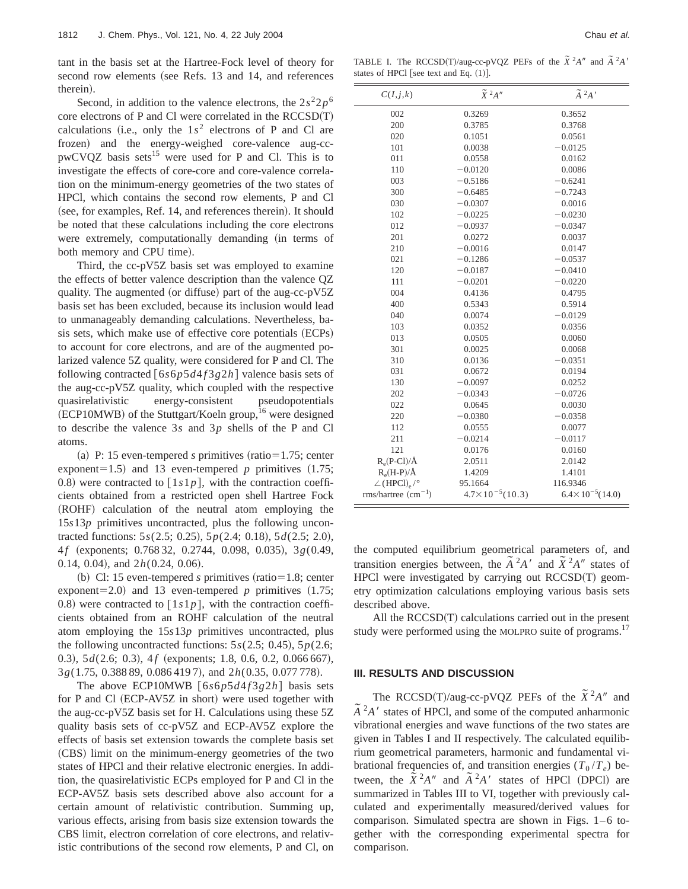tant in the basis set at the Hartree-Fock level of theory for second row elements (see Refs. 13 and 14, and references therein).

Second, in addition to the valence electrons, the $2s^2 2p^6$ core electrons of P and Cl were correlated in the RCCSD(T) calculations (i.e., only the $1s^2$ electrons of P and Cl are frozen) and the energy-weighed core-valence aug-cc-pwCVQZ basis sets[15] were used for P and Cl. This is to investigate the effects of core-core and core-valence correlation on the minimum-energy geometries of the two states of HPCl, which contains the second row elements, P and Cl (see, for examples, Ref. 14, and references therein). It should be noted that these calculations including the core electrons were extremely, computationally demanding (in terms of both memory and CPU time).

Third, the cc-pV5Z basis set was employed to examine the effects of better valence description than the valence QZ quality. The augmented (or diffuse) part of the aug-cc-pV5Z basis set has been excluded, because its inclusion would lead to unmanageably demanding calculations. Nevertheless, basis sets, which make use of effective core potentials (ECPs) to account for core electrons, and are of the augmented polarized valence 5Z quality, were considered for P and Cl. The following contracted $[6s6p5d4f3g2h]$ valence basis sets of the aug-cc-pV5Z quality, which coupled with the respective quasirelativistic energy-consistent pseudopotentials (ECP10MWB) of the Stuttgart/Koeln group,[16] were designed to describe the valence $3s$ and $3p$ shells of the P and Cl atoms.

(a) P: 15 even-tempered $s$ primitives (ratio=1.75; center exponent=1.5) and 13 even-tempered $p$ primitives (1.75; 0.8) were contracted to $[1s1p]$, with the contraction coefficients obtained from a restricted open shell Hartree Fock (ROHF) calculation of the neutral atom employing the $15s13p$ primitives uncontracted, plus the following uncontracted functions: $5s$(2.5; 0.25), $5p$(2.4; 0.18), $5d$(2.5; 2.0), $4f$ (exponents; 0.768 32, 0.2744, 0.098, 0.035), $3g$(0.49, 0.14, 0.04), and $2h$(0.24, 0.06).

(b) Cl: 15 even-tempered $s$ primitives (ratio=1.8; center exponent=2.0) and 13 even-tempered $p$ primitives (1.75; 0.8) were contracted to $[1s1p]$, with the contraction coefficients obtained from an ROHF calculation of the neutral atom employing the $15s13p$ primitives uncontracted, plus the following uncontracted functions: $5s$(2.5; 0.45), $5p$(2.6; 0.3), $5d$(2.6; 0.3), $4f$ (exponents; 1.8, 0.6, 0.2, 0.066 667), $3g$(1.75, 0.388 89, 0.086 419 7), and $2h$(0.35, 0.077 778).

The above ECP10MWB $[6s6p5d4f3g2h]$ basis sets for P and Cl (ECP-AV5Z in short) were used together with the aug-cc-pV5Z basis set for H. Calculations using these 5Z quality basis sets of cc-pV5Z and ECP-AV5Z explore the effects of basis set extension towards the complete basis set (CBS) limit on the minimum-energy geometries of the two states of HPCl and their relative electronic energies. In addition, the quasirelativistic ECPs employed for P and Cl in the ECP-AV5Z basis sets described above also account for a certain amount of relativistic contribution. Summing up, various effects, arising from basis size extension towards the CBS limit, electron correlation of core electrons, and relativistic contributions of the second row elements, P and Cl, on the computed equilibrium geometrical parameters of, and transition energies between, the $\tilde{A}\,^2A'$ and $\tilde{X}\,^2A''$ states of HPCl were investigated by carrying out RCCSD(T) geometry optimization calculations employing various basis sets described above.

All the RCCSD(T) calculations carried out in the present study were performed using the MOLPRO suite of programs.[17]

TABLE I. The RCCSD(T)/aug-cc-pVQZ PEFs of the $\tilde{X}\,^2A''$ and $\tilde{A}\,^2A'$ states of HPCl [see text and Eq. (1)].

| $C(I,j,k)$ | $\tilde{X}\,^2A''$ | $\tilde{A}\,^2A'$ |
|---|---|---|
| 002 | 0.3269 | 0.3652 |
| 200 | 0.3785 | 0.3768 |
| 020 | 0.1051 | 0.0561 |
| 101 | 0.0038 | −0.0125 |
| 011 | 0.0558 | 0.0162 |
| 110 | −0.0120 | 0.0086 |
| 003 | −0.5186 | −0.6241 |
| 300 | −0.6485 | −0.7243 |
| 030 | −0.0307 | 0.0016 |
| 102 | −0.0225 | −0.0230 |
| 012 | −0.0937 | −0.0347 |
| 201 | 0.0272 | 0.0037 |
| 210 | −0.0016 | 0.0147 |
| 021 | −0.1286 | −0.0537 |
| 120 | −0.0187 | −0.0410 |
| 111 | −0.0201 | −0.0220 |
| 004 | 0.4136 | 0.4795 |
| 400 | 0.5343 | 0.5914 |
| 040 | 0.0074 | −0.0129 |
| 103 | 0.0352 | 0.0356 |
| 013 | 0.0505 | 0.0060 |
| 301 | 0.0025 | 0.0068 |
| 310 | 0.0136 | −0.0351 |
| 031 | 0.0672 | 0.0194 |
| 130 | −0.0097 | 0.0252 |
| 202 | −0.0343 | −0.0726 |
| 022 | 0.0645 | 0.0030 |
| 220 | −0.0380 | −0.0358 |
| 112 | 0.0555 | 0.0077 |
| 211 | −0.0214 | −0.0117 |
| 121 | 0.0176 | 0.0160 |
| $R_e$(P-Cl)/Å | 2.0511 | 2.0142 |
| $R_e$(H-P)/Å | 1.4209 | 1.4101 |
| $\angle(\mathrm{HPCl})_e/°$ | 95.1664 | 116.9346 |
| rms/hartree ($\mathrm{cm}^{-1}$) | $4.7\times10^{-5}$(10.3) | $6.4\times10^{-5}$(14.0) |

## III. RESULTS AND DISCUSSION

The RCCSD(T)/aug-cc-pVQZ PEFs of the $\tilde{X}\,^2A''$ and $\tilde{A}\,^2A'$ states of HPCl, and some of the computed anharmonic vibrational energies and wave functions of the two states are given in Tables I and II respectively. The calculated equilibrium geometrical parameters, harmonic and fundamental vibrational frequencies of, and transition energies ($T_0/T_e$) between, the $\tilde{X}\,^2A''$ and $\tilde{A}\,^2A'$ states of HPCl (DPCl) are summarized in Tables III to VI, together with previously calculated and experimentally measured/derived values for comparison. Simulated spectra are shown in Figs. 1–6 together with the corresponding experimental spectra for comparison.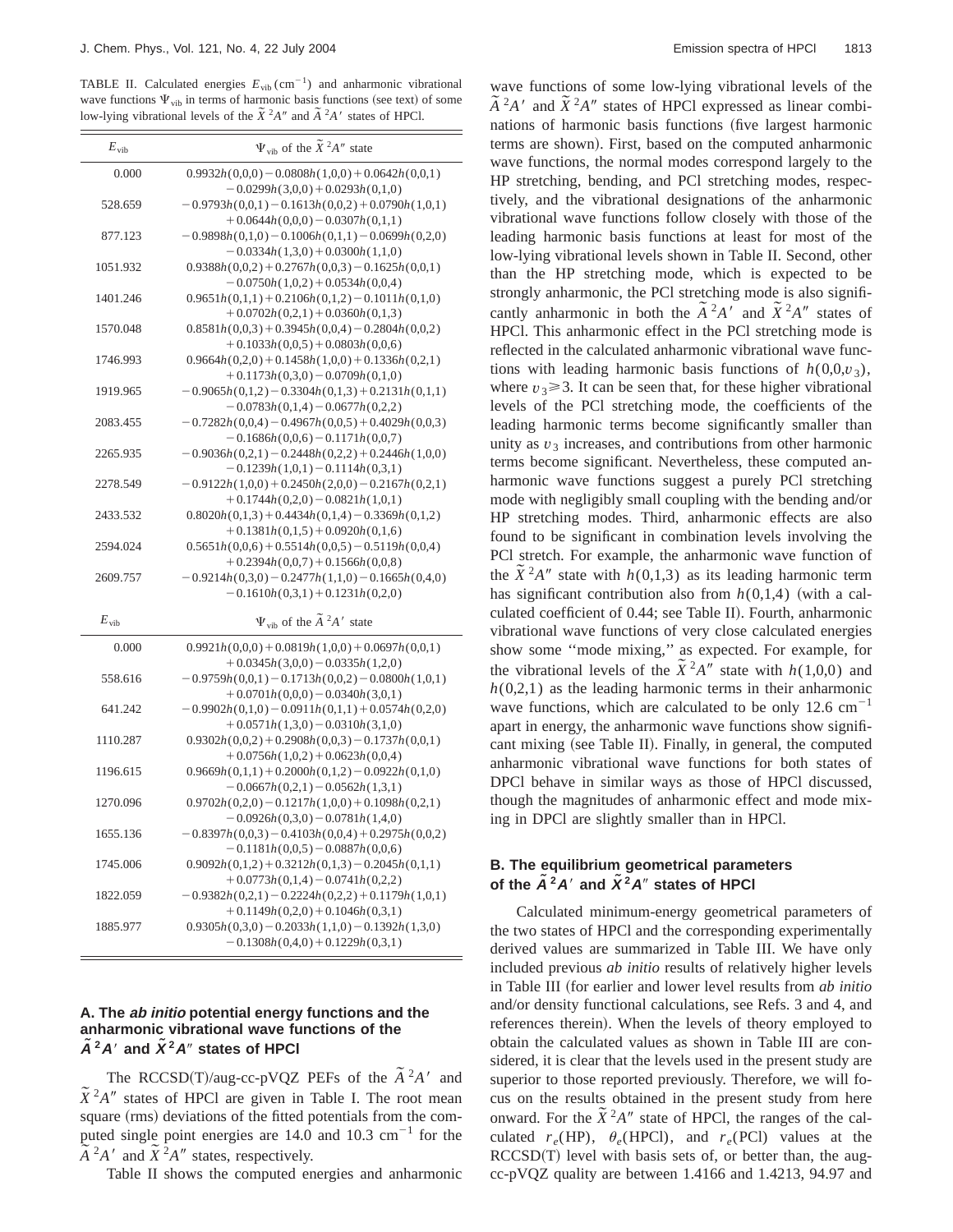TABLE II. Calculated energies $E_{vib}$ (cm$^{-1}$) and anharmonic vibrational wave functions $\Psi_{vib}$ in terms of harmonic basis functions (see text) of some low-lying vibrational levels of the $\tilde{X}\,^2A''$ and $\tilde{A}\,^2A'$ states of HPCl.

| $E_{vib}$ | $\Psi_{vib}$ of the $\tilde{X}\,^2A''$ state |
|---|---|
| 0.000 | $0.9932h(0,0,0)-0.0808h(1,0,0)+0.0642h(0,0,1)$ $-0.0299h(3,0,0)+0.0293h(0,1,0)$ |
| 528.659 | $-0.9793h(0,0,1)-0.1613h(0,0,2)+0.0790h(1,0,1)$ $+0.0644h(0,0,0)-0.0307h(0,1,1)$ |
| 877.123 | $-0.9898h(0,1,0)-0.1006h(0,1,1)-0.0699h(0,2,0)$ $-0.0334h(1,3,0)+0.0300h(1,1,0)$ |
| 1051.932 | $0.9388h(0,0,2)+0.2767h(0,0,3)-0.1625h(0,0,1)$ $-0.0750h(1,0,2)+0.0534h(0,0,4)$ |
| 1401.246 | $0.9651h(0,1,1)+0.2106h(0,1,2)-0.1011h(0,1,0)$ $+0.0702h(0,2,1)+0.0360h(0,1,3)$ |
| 1570.048 | $0.8581h(0,0,3)+0.3945h(0,0,4)-0.2804h(0,0,2)$ $+0.1033h(0,0,5)+0.0803h(0,0,6)$ |
| 1746.993 | $0.9664h(0,2,0)+0.1458h(1,0,0)+0.1336h(0,2,1)$ $+0.1173h(0,3,0)-0.0709h(0,1,0)$ |
| 1919.965 | $-0.9065h(0,1,2)-0.3304h(0,1,3)+0.2131h(0,1,1)$ $-0.0783h(0,1,4)-0.0677h(0,2,2)$ |
| 2083.455 | $-0.7282h(0,0,4)-0.4967h(0,0,5)+0.4029h(0,0,3)$ $-0.1686h(0,0,6)-0.1171h(0,0,7)$ |
| 2265.935 | $-0.9036h(0,2,1)-0.2448h(0,2,2)+0.2446h(1,0,0)$ $-0.1239h(1,0,1)-0.1114h(0,3,1)$ |
| 2278.549 | $-0.9122h(1,0,0)+0.2450h(2,0,0)-0.2167h(0,2,1)$ $+0.1744h(0,2,0)-0.0821h(1,0,1)$ |
| 2433.532 | $0.8020h(0,1,3)+0.4434h(0,1,4)-0.3369h(0,1,2)$ $+0.1381h(0,1,5)+0.0920h(0,1,6)$ |
| 2594.024 | $0.5651h(0,0,6)+0.5514h(0,0,5)-0.5119h(0,0,4)$ $+0.2394h(0,0,7)+0.1566h(0,0,8)$ |
| 2609.757 | $-0.9214h(0,3,0)-0.2477h(1,1,0)-0.1665h(0,4,0)$ $-0.1610h(0,3,1)+0.1231h(0,2,0)$ |
| $E_{vib}$ | $\Psi_{vib}$ of the $\tilde{A}\,^2A'$ state |
| 0.000 | $0.9921h(0,0,0)+0.0819h(1,0,0)+0.0697h(0,0,1)$ $+0.0345h(3,0,0)-0.0335h(1,2,0)$ |
| 558.616 | $-0.9759h(0,0,1)-0.1713h(0,0,2)-0.0800h(1,0,1)$ $+0.0701h(0,0,0)-0.0340h(3,0,1)$ |
| 641.242 | $-0.9902h(0,1,0)-0.0911h(0,1,1)+0.0574h(0,2,0)$ $+0.0571h(1,3,0)-0.0310h(3,1,0)$ |
| 1110.287 | $0.9302h(0,0,2)+0.2908h(0,0,3)-0.1737h(0,0,1)$ $+0.0756h(1,0,2)+0.0623h(0,0,4)$ |
| 1196.615 | $0.9669h(0,1,1)+0.2000h(0,1,2)-0.0922h(0,1,0)$ $-0.0667h(0,2,1)-0.0562h(1,3,1)$ |
| 1270.096 | $0.9702h(0,2,0)-0.1217h(1,0,0)+0.1098h(0,2,1)$ $-0.0926h(0,3,0)-0.0781h(1,4,0)$ |
| 1655.136 | $-0.8397h(0,0,3)-0.4103h(0,0,4)+0.2975h(0,0,2)$ $-0.1181h(0,0,5)-0.0887h(0,0,6)$ |
| 1745.006 | $0.9092h(0,1,2)+0.3212h(0,1,3)-0.2045h(0,1,1)$ $+0.0773h(0,1,4)-0.0741h(0,2,2)$ |
| 1822.059 | $-0.9382h(0,2,1)-0.2224h(0,2,2)+0.1179h(1,0,1)$ $+0.1149h(0,2,0)+0.1046h(0,3,1)$ |
| 1885.977 | $0.9305h(0,3,0)-0.2033h(1,1,0)-0.1392h(1,3,0)$ $-0.1308h(0,4,0)+0.1229h(0,3,1)$ |

### A. The *ab initio* potential energy functions and the anharmonic vibrational wave functions of the $\tilde{A}\,^2A'$ and $\tilde{X}\,^2A''$ states of HPCl

The RCCSD(T)/aug-cc-pVQZ PEFs of the $\tilde{A}\,^2A'$ and $\tilde{X}\,^2A''$ states of HPCl are given in Table I. The root mean square (rms) deviations of the fitted potentials from the computed single point energies are 14.0 and 10.3 cm$^{-1}$ for the $\tilde{A}\,^2A'$ and $\tilde{X}\,^2A''$ states, respectively.

Table II shows the computed energies and anharmonic wave functions of some low-lying vibrational levels of the $\tilde{A}\,^2A'$ and $\tilde{X}\,^2A''$ states of HPCl expressed as linear combinations of harmonic basis functions (five largest harmonic terms are shown). First, based on the computed anharmonic wave functions, the normal modes correspond largely to the HP stretching, bending, and PCl stretching modes, respectively, and the vibrational designations of the anharmonic vibrational wave functions follow closely with those of the leading harmonic basis functions at least for most of the low-lying vibrational levels shown in Table II. Second, other than the HP stretching mode, which is expected to be strongly anharmonic, the PCl stretching mode is also significantly anharmonic in both the $\tilde{A}\,^2A'$ and $\tilde{X}\,^2A''$ states of HPCl. This anharmonic effect in the PCl stretching mode is reflected in the calculated anharmonic vibrational wave functions with leading harmonic basis functions of $h(0,0,v_3)$, where $v_3 \geqslant 3$. It can be seen that, for these higher vibrational levels of the PCl stretching mode, the coefficients of the leading harmonic terms become significantly smaller than unity as $v_3$ increases, and contributions from other harmonic terms become significant. Nevertheless, these computed anharmonic wave functions suggest a purely PCl stretching mode with negligibly small coupling with the bending and/or HP stretching modes. Third, anharmonic effects are also found to be significant in combination levels involving the PCl stretch. For example, the anharmonic wave function of the $\tilde{X}\,^2A''$ state with $h(0,1,3)$ as its leading harmonic term has significant contribution also from $h(0,1,4)$ (with a calculated coefficient of 0.44; see Table II). Fourth, anharmonic vibrational wave functions of very close calculated energies show some "mode mixing," as expected. For example, for the vibrational levels of the $\tilde{X}\,^2A''$ state with $h(1,0,0)$ and $h(0,2,1)$ as the leading harmonic terms in their anharmonic wave functions, which are calculated to be only 12.6 cm$^{-1}$ apart in energy, the anharmonic wave functions show significant mixing (see Table II). Finally, in general, the computed anharmonic vibrational wave functions for both states of DPCl behave in similar ways as those of HPCl discussed, though the magnitudes of anharmonic effect and mode mixing in DPCl are slightly smaller than in HPCl.

### B. The equilibrium geometrical parameters of the $\tilde{A}\,^2A'$ and $\tilde{X}\,^2A''$ states of HPCl

Calculated minimum-energy geometrical parameters of the two states of HPCl and the corresponding experimentally derived values are summarized in Table III. We have only included previous *ab initio* results of relatively higher levels in Table III (for earlier and lower level results from *ab initio* and/or density functional calculations, see Refs. 3 and 4, and references therein). When the levels of theory employed to obtain the calculated values as shown in Table III are considered, it is clear that the levels used in the present study are superior to those reported previously. Therefore, we will focus on the results obtained in the present study from here onward. For the $\tilde{X}\,^2A''$ state of HPCl, the ranges of the calculated $r_e$(HP), $\theta_e$(HPCl), and $r_e$(PCl) values at the RCCSD(T) level with basis sets of, or better than, the aug-cc-pVQZ quality are between 1.4166 and 1.4213, 94.97 and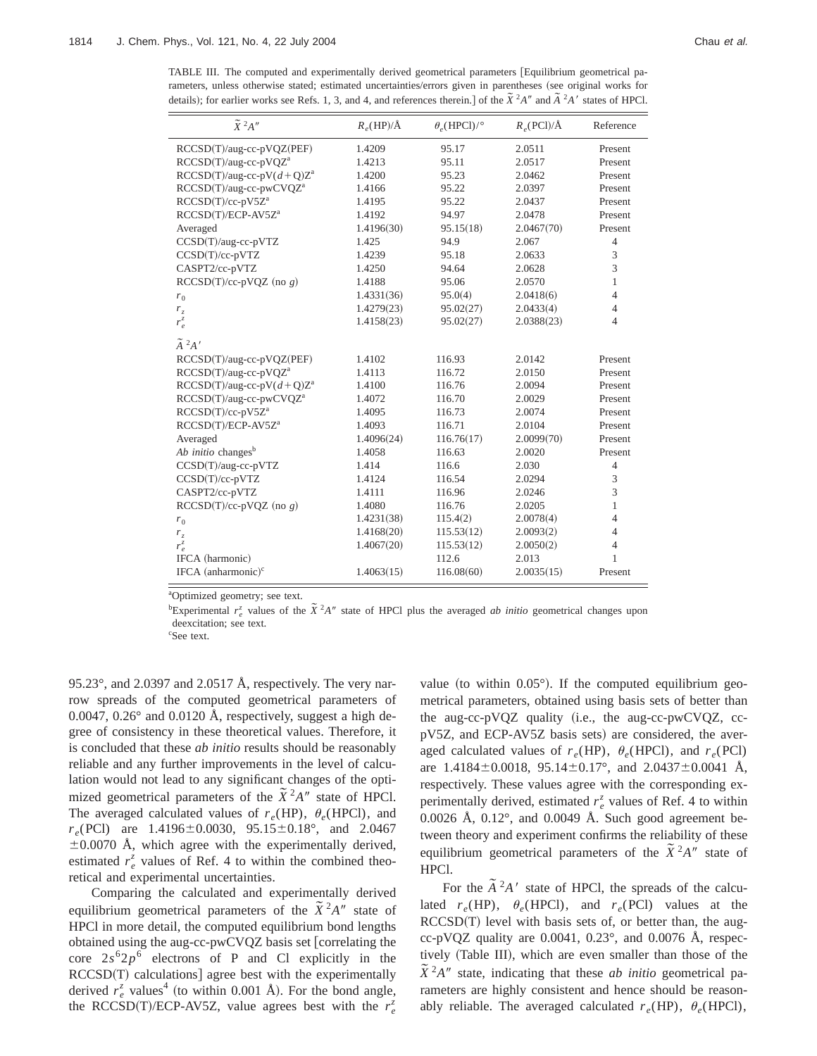TABLE III. The computed and experimentally derived geometrical parameters [Equilibrium geometrical parameters, unless otherwise stated; estimated uncertainties/errors given in parentheses (see original works for details); for earlier works see Refs. 1, 3, and 4, and references therein.] of the $\tilde{X}\,^2A''$ and $\tilde{A}\,^2A'$ states of HPCl.

| $\tilde{X}\,^2A''$ | $R_e$(HP)/Å | $\theta_e$(HPCl)/° | $R_e$(PCl)/Å | Reference |
|---|---|---|---|---|
| RCCSD(T)/aug-cc-pVQZ(PEF) | 1.4209 | 95.17 | 2.0511 | Present |
| RCCSD(T)/aug-cc-pVQZ[a] | 1.4213 | 95.11 | 2.0517 | Present |
| RCCSD(T)/aug-cc-pV(d+Q)Z[a] | 1.4200 | 95.23 | 2.0462 | Present |
| RCCSD(T)/aug-cc-pwCVQZ[a] | 1.4166 | 95.22 | 2.0397 | Present |
| RCCSD(T)/cc-pV5Z[a] | 1.4195 | 95.22 | 2.0437 | Present |
| RCCSD(T)/ECP-AV5Z[a] | 1.4192 | 94.97 | 2.0478 | Present |
| Averaged | 1.4196(30) | 95.15(18) | 2.0467(70) | Present |
| CCSD(T)/aug-cc-pVTZ | 1.425 | 94.9 | 2.067 | 4 |
| CCSD(T)/cc-pVTZ | 1.4239 | 95.18 | 2.0633 | 3 |
| CASPT2/cc-pVTZ | 1.4250 | 94.64 | 2.0628 | 3 |
| RCCSD(T)/cc-pVQZ (no $g$) | 1.4188 | 95.06 | 2.0570 | 1 |
| $r_0$ | 1.4331(36) | 95.0(4) | 2.0418(6) | 4 |
| $r_z$ | 1.4279(23) | 95.02(27) | 2.0433(4) | 4 |
| $r_e^z$ | 1.4158(23) | 95.02(27) | 2.0388(23) | 4 |
| $\tilde{A}\,^2A'$ | | | | |
| RCCSD(T)/aug-cc-pVQZ(PEF) | 1.4102 | 116.93 | 2.0142 | Present |
| RCCSD(T)/aug-cc-pVQZ[a] | 1.4113 | 116.72 | 2.0150 | Present |
| RCCSD(T)/aug-cc-pV(d+Q)Z[a] | 1.4100 | 116.76 | 2.0094 | Present |
| RCCSD(T)/aug-cc-pwCVQZ[a] | 1.4072 | 116.70 | 2.0029 | Present |
| RCCSD(T)/cc-pV5Z[a] | 1.4095 | 116.73 | 2.0074 | Present |
| RCCSD(T)/ECP-AV5Z[a] | 1.4093 | 116.71 | 2.0104 | Present |
| Averaged | 1.4096(24) | 116.76(17) | 2.0099(70) | Present |
| *Ab initio* changes[b] | 1.4058 | 116.63 | 2.0020 | Present |
| CCSD(T)/aug-cc-pVTZ | 1.414 | 116.6 | 2.030 | 4 |
| CCSD(T)/cc-pVTZ | 1.4124 | 116.54 | 2.0294 | 3 |
| CASPT2/cc-pVTZ | 1.4111 | 116.96 | 2.0246 | 3 |
| RCCSD(T)/cc-pVQZ (no $g$) | 1.4080 | 116.76 | 2.0205 | 1 |
| $r_0$ | 1.4231(38) | 115.4(2) | 2.0078(4) | 4 |
| $r_z$ | 1.4168(20) | 115.53(12) | 2.0093(2) | 4 |
| $r_e^z$ | 1.4067(20) | 115.53(12) | 2.0050(2) | 4 |
| IFCA (harmonic) | | 112.6 | 2.013 | 1 |
| IFCA (anharmonic)[c] | 1.4063(15) | 116.08(60) | 2.0035(15) | Present |

[a]Optimized geometry; see text.

[b]Experimental $r_e^z$ values of the $\tilde{X}\,^2A''$ state of HPCl plus the averaged *ab initio* geometrical changes upon deexcitation; see text.

[c]See text.

95.23°, and 2.0397 and 2.0517 Å, respectively. The very narrow spreads of the computed geometrical parameters of 0.0047, 0.26° and 0.0120 Å, respectively, suggest a high degree of consistency in these theoretical values. Therefore, it is concluded that these *ab initio* results should be reasonably reliable and any further improvements in the level of calculation would not lead to any significant changes of the optimized geometrical parameters of the $\tilde{X}\,^2A''$ state of HPCl. The averaged calculated values of $r_e$(HP), $\theta_e$(HPCl), and $r_e$(PCl) are 1.4196±0.0030, 95.15±0.18°, and 2.0467 ±0.0070 Å, which agree with the experimentally derived, estimated $r_e^z$ values of Ref. 4 to within the combined theoretical and experimental uncertainties.

Comparing the calculated and experimentally derived equilibrium geometrical parameters of the $\tilde{X}\,^2A''$ state of HPCl in more detail, the computed equilibrium bond lengths obtained using the aug-cc-pwCVQZ basis set [correlating the core $2s^6 2p^6$ electrons of P and Cl explicitly in the RCCSD(T) calculations] agree best with the experimentally derived $r_e^z$ values[4] (to within 0.001 Å). For the bond angle, the RCCSD(T)/ECP-AV5Z, value agrees best with the $r_e^z$ value (to within 0.05°). If the computed equilibrium geometrical parameters, obtained using basis sets of better than the aug-cc-pVQZ quality (i.e., the aug-cc-pwCVQZ, cc-pV5Z, and ECP-AV5Z basis sets) are considered, the averaged calculated values of $r_e$(HP), $\theta_e$(HPCl), and $r_e$(PCl) are 1.4184±0.0018, 95.14±0.17°, and 2.0437±0.0041 Å, respectively. These values agree with the corresponding experimentally derived, estimated $r_e^z$ values of Ref. 4 to within 0.0026 Å, 0.12°, and 0.0049 Å. Such good agreement between theory and experiment confirms the reliability of these equilibrium geometrical parameters of the $\tilde{X}\,^2A''$ state of HPCl.

For the $\tilde{A}\,^2A'$ state of HPCl, the spreads of the calculated $r_e$(HP), $\theta_e$(HPCl), and $r_e$(PCl) values at the RCCSD(T) level with basis sets of, or better than, the aug-cc-pVQZ quality are 0.0041, 0.23°, and 0.0076 Å, respectively (Table III), which are even smaller than those of the $\tilde{X}\,^2A''$ state, indicating that these *ab initio* geometrical parameters are highly consistent and hence should be reasonably reliable. The averaged calculated $r_e$(HP), $\theta_e$(HPCl),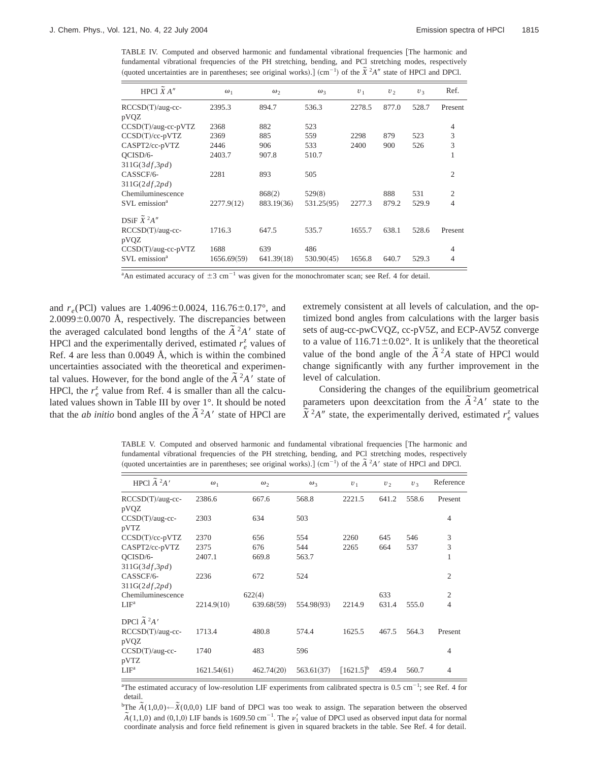TABLE IV. Computed and observed harmonic and fundamental vibrational frequencies [The harmonic and fundamental vibrational frequencies of the PH stretching, bending, and PCl stretching modes, respectively (quoted uncertainties are in parentheses; see original works).] ($cm^{-1}$) of the $\tilde{X}\,^2A''$ state of HPCl and DPCl.

| HPCl $\tilde{X}\,A''$ | $\omega_1$ | $\omega_2$ | $\omega_3$ | $v_1$ | $v_2$ | $v_3$ | Ref. |
|---|---|---|---|---|---|---|---|
| RCCSD(T)/aug-cc-pVQZ | 2395.3 | 894.7 | 536.3 | 2278.5 | 877.0 | 528.7 | Present |
| CCSD(T)/aug-cc-pVTZ | 2368 | 882 | 523 | | | | 4 |
| CCSD(T)/cc-pVTZ | 2369 | 885 | 559 | 2298 | 879 | 523 | 3 |
| CASPT2/cc-pVTZ | 2446 | 906 | 533 | 2400 | 900 | 526 | 3 |
| QCISD/6-311G(3*df*,3*pd*) | 2403.7 | 907.8 | 510.7 | | | | 1 |
| CASSCF/6-311G(2*df*,2*pd*) | 2281 | 893 | 505 | | | | 2 |
| Chemiluminescence | | 868(2) | 529(8) | | 888 | 531 | 2 |
| SVL emission[a] | 2277.9(12) | 883.19(36) | 531.25(95) | 2277.3 | 879.2 | 529.9 | 4 |
| DSiF $\tilde{X}\,^2A''$ | | | | | | | |
| RCCSD(T)/aug-cc-pVQZ | 1716.3 | 647.5 | 535.7 | 1655.7 | 638.1 | 528.6 | Present |
| CCSD(T)/aug-cc-pVTZ | 1688 | 639 | 486 | | | | 4 |
| SVL emission[a] | 1656.69(59) | 641.39(18) | 530.90(45) | 1656.8 | 640.7 | 529.3 | 4 |

[a]An estimated accuracy of $\pm 3\ cm^{-1}$ was given for the monochromater scan; see Ref. 4 for detail.

and $r_e$(PCl) values are 1.4096±0.0024, 116.76±0.17°, and 2.0099±0.0070 Å, respectively. The discrepancies between the averaged calculated bond lengths of the $\tilde{A}\,^2A'$ state of HPCl and the experimentally derived, estimated $r_e^z$ values of Ref. 4 are less than 0.0049 Å, which is within the combined uncertainties associated with the theoretical and experimental values. However, for the bond angle of the $\tilde{A}\,^2A'$ state of HPCl, the $r_e^z$ value from Ref. 4 is smaller than all the calculated values shown in Table III by over 1°. It should be noted that the *ab initio* bond angles of the $\tilde{A}\,^2A'$ state of HPCl are extremely consistent at all levels of calculation, and the optimized bond angles from calculations with the larger basis sets of aug-cc-pwCVQZ, cc-pV5Z, and ECP-AV5Z converge to a value of 116.71±0.02°. It is unlikely that the theoretical value of the bond angle of the $\tilde{A}\,^2A$ state of HPCl would change significantly with any further improvement in the level of calculation.

Considering the changes of the equilibrium geometrical parameters upon deexcitation from the $\tilde{A}\,^2A'$ state to the $\tilde{X}\,^2A''$ state, the experimentally derived, estimated $r_e^z$ values

TABLE V. Computed and observed harmonic and fundamental vibrational frequencies [The harmonic and fundamental vibrational frequencies of the PH stretching, bending, and PCl stretching modes, respectively (quoted uncertainties are in parentheses; see original works).] ($cm^{-1}$) of the $\tilde{A}\,^2A'$ state of HPCl and DPCl.

| HPCl $\tilde{A}\,^2A'$ | $\omega_1$ | $\omega_2$ | $\omega_3$ | $v_1$ | $v_2$ | $v_3$ | Reference |
|---|---|---|---|---|---|---|---|
| RCCSD(T)/aug-cc-pVQZ | 2386.6 | 667.6 | 568.8 | 2221.5 | 641.2 | 558.6 | Present |
| CCSD(T)/aug-cc-pVTZ | 2303 | 634 | 503 | | | | 4 |
| CCSD(T)/cc-pVTZ | 2370 | 656 | 554 | 2260 | 645 | 546 | 3 |
| CASPT2/cc-pVTZ | 2375 | 676 | 544 | 2265 | 664 | 537 | 3 |
| QCISD/6-311G(3*df*,3*pd*) | 2407.1 | 669.8 | 563.7 | | | | 1 |
| CASSCF/6-311G(2*df*,2*pd*) | 2236 | 672 | 524 | | | | 2 |
| Chemiluminescence | | 622(4) | | | 633 | | 2 |
| LIF[a] | 2214.9(10) | 639.68(59) | 554.98(93) | 2214.9 | 631.4 | 555.0 | 4 |
| DPCl $\tilde{A}\,^2A'$ | | | | | | | |
| RCCSD(T)/aug-cc-pVQZ | 1713.4 | 480.8 | 574.4 | 1625.5 | 467.5 | 564.3 | Present |
| CCSD(T)/aug-cc-pVTZ | 1740 | 483 | 596 | | | | 4 |
| LIF[a] | 1621.54(61) | 462.74(20) | 563.61(37) | [1621.5][b] | 459.4 | 560.7 | 4 |

[a]The estimated accuracy of low-resolution LIF experiments from calibrated spectra is 0.5 $cm^{-1}$; see Ref. 4 for detail.

[b]The $\tilde{A}(1,0,0) \leftarrow \tilde{X}(0,0,0)$ LIF band of DPCl was too weak to assign. The separation between the observed $\tilde{A}(1,1,0)$ and (0,1,0) LIF bands is 1609.50 $cm^{-1}$. The $\nu_1'$ value of DPCl used as observed input data for normal coordinate analysis and force field refinement is given in squared brackets in the table. See Ref. 4 for detail.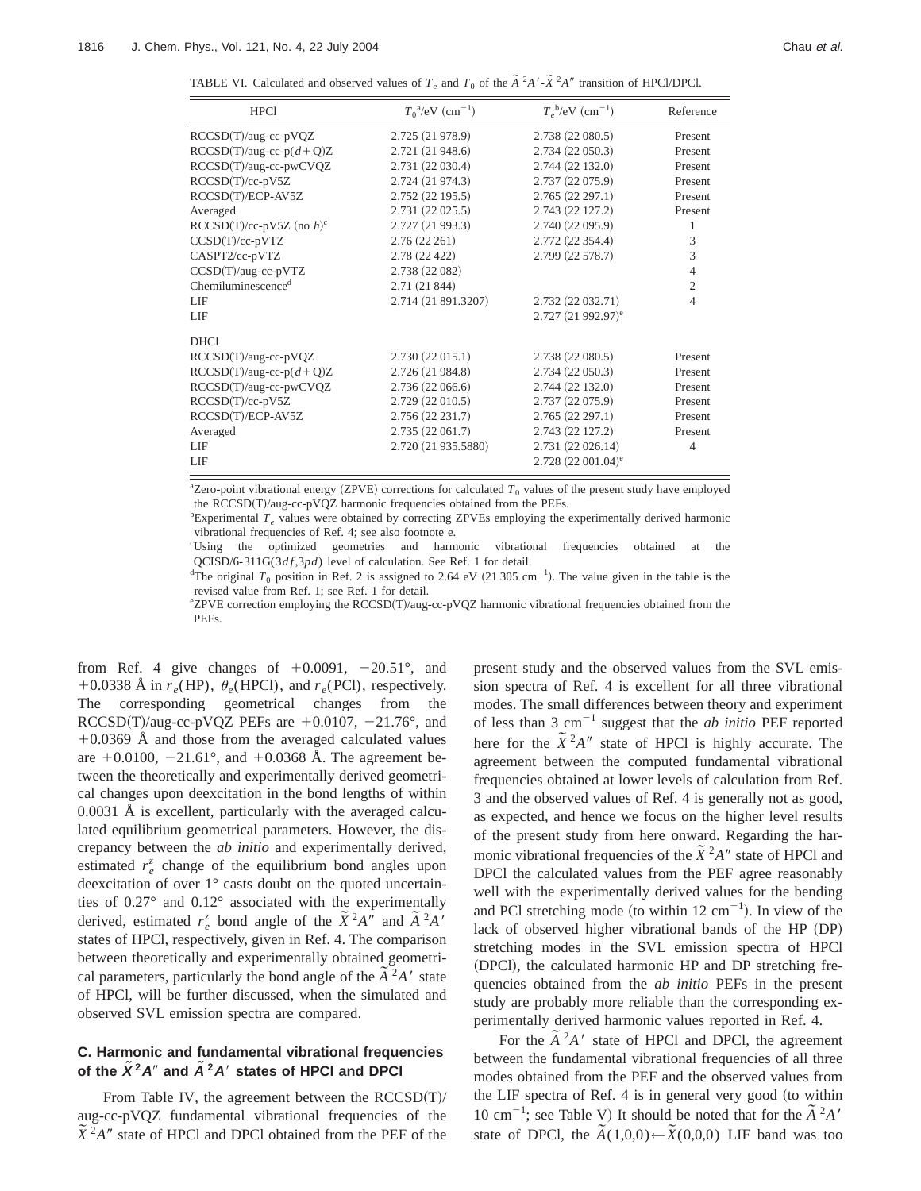TABLE VI. Calculated and observed values of $T_e$ and $T_0$ of the $\tilde{A}\,^2A'$-$\tilde{X}\,^2A''$ transition of HPCl/DPCl.

| HPCl | $T_0$[a]/eV (cm$^{-1}$) | $T_e$[b]/eV (cm$^{-1}$) | Reference |
|---|---|---|---|
| RCCSD(T)/aug-cc-pVQZ | 2.725 (21 978.9) | 2.738 (22 080.5) | Present |
| RCCSD(T)/aug-cc-p($d$+Q)Z | 2.721 (21 948.6) | 2.734 (22 050.3) | Present |
| RCCSD(T)/aug-cc-pwCVQZ | 2.731 (22 030.4) | 2.744 (22 132.0) | Present |
| RCCSD(T)/cc-pV5Z | 2.724 (21 974.3) | 2.737 (22 075.9) | Present |
| RCCSD(T)/ECP-AV5Z | 2.752 (22 195.5) | 2.765 (22 297.1) | Present |
| Averaged | 2.731 (22 025.5) | 2.743 (22 127.2) | Present |
| RCCSD(T)/cc-pV5Z (no $h$)[c] | 2.727 (21 993.3) | 2.740 (22 095.9) | 1 |
| CCSD(T)/cc-pVTZ | 2.76 (22 261) | 2.772 (22 354.4) | 3 |
| CASPT2/cc-pVTZ | 2.78 (22 422) | 2.799 (22 578.7) | 3 |
| CCSD(T)/aug-cc-pVTZ | 2.738 (22 082) | | 4 |
| Chemiluminescence[d] | 2.71 (21 844) | | 2 |
| LIF | 2.714 (21 891.3207) | 2.732 (22 032.71) | 4 |
| LIF | | 2.727 (21 992.97)[e] | |
| **DHCl** | | | |
| RCCSD(T)/aug-cc-pVQZ | 2.730 (22 015.1) | 2.738 (22 080.5) | Present |
| RCCSD(T)/aug-cc-p($d$+Q)Z | 2.726 (21 984.8) | 2.734 (22 050.3) | Present |
| RCCSD(T)/aug-cc-pwCVQZ | 2.736 (22 066.6) | 2.744 (22 132.0) | Present |
| RCCSD(T)/cc-pV5Z | 2.729 (22 010.5) | 2.737 (22 075.9) | Present |
| RCCSD(T)/ECP-AV5Z | 2.756 (22 231.7) | 2.765 (22 297.1) | Present |
| Averaged | 2.735 (22 061.7) | 2.743 (22 127.2) | Present |
| LIF | 2.720 (21 935.5880) | 2.731 (22 026.14) | 4 |
| LIF | | 2.728 (22 001.04)[e] | |

[a]Zero-point vibrational energy (ZPVE) corrections for calculated $T_0$ values of the present study have employed the RCCSD(T)/aug-cc-pVQZ harmonic frequencies obtained from the PEFs.

[b]Experimental $T_e$ values were obtained by correcting ZPVEs employing the experimentally derived harmonic vibrational frequencies of Ref. 4; see also footnote e.

[c]Using the optimized geometries and harmonic vibrational frequencies obtained at the QCISD/6-311G(3$df$,3$pd$) level of calculation. See Ref. 1 for detail.

[d]The original $T_0$ position in Ref. 2 is assigned to 2.64 eV (21 305 cm$^{-1}$). The value given in the table is the revised value from Ref. 1; see Ref. 1 for detail.

[e]ZPVE correction employing the RCCSD(T)/aug-cc-pVQZ harmonic vibrational frequencies obtained from the PEFs.

from Ref. 4 give changes of +0.0091, −20.51°, and +0.0338 Å in $r_e$(HP), $\theta_e$(HPCl), and $r_e$(PCl), respectively. The corresponding geometrical changes from the RCCSD(T)/aug-cc-pVQZ PEFs are +0.0107, −21.76°, and +0.0369 Å and those from the averaged calculated values are +0.0100, −21.61°, and +0.0368 Å. The agreement between the theoretically and experimentally derived geometrical changes upon deexcitation in the bond lengths of within 0.0031 Å is excellent, particularly with the averaged calculated equilibrium geometrical parameters. However, the discrepancy between the *ab initio* and experimentally derived, estimated $r_e^z$ change of the equilibrium bond angles upon deexcitation of over 1° casts doubt on the quoted uncertainties of 0.27° and 0.12° associated with the experimentally derived, estimated $r_e^z$ bond angle of the $\tilde{X}\,^2A''$ and $\tilde{A}\,^2A'$ states of HPCl, respectively, given in Ref. 4. The comparison between theoretically and experimentally obtained geometrical parameters, particularly the bond angle of the $\tilde{A}\,^2A'$ state of HPCl, will be further discussed, when the simulated and observed SVL emission spectra are compared.

### C. Harmonic and fundamental vibrational frequencies of the $\tilde{X}\,^2A''$ and $\tilde{A}\,^2A'$ states of HPCl and DPCl

From Table IV, the agreement between the RCCSD(T)/aug-cc-pVQZ fundamental vibrational frequencies of the $\tilde{X}\,^2A''$ state of HPCl and DPCl obtained from the PEF of the present study and the observed values from the SVL emission spectra of Ref. 4 is excellent for all three vibrational modes. The small differences between theory and experiment of less than 3 cm$^{-1}$ suggest that the *ab initio* PEF reported here for the $\tilde{X}\,^2A''$ state of HPCl is highly accurate. The agreement between the computed fundamental vibrational frequencies obtained at lower levels of calculation from Ref. 3 and the observed values of Ref. 4 is generally not as good, as expected, and hence we focus on the higher level results of the present study from here onward. Regarding the harmonic vibrational frequencies of the $\tilde{X}\,^2A''$ state of HPCl and DPCl the calculated values from the PEF agree reasonably well with the experimentally derived values for the bending and PCl stretching mode (to within 12 cm$^{-1}$). In view of the lack of observed higher vibrational bands of the HP (DP) stretching modes in the SVL emission spectra of HPCl (DPCl), the calculated harmonic HP and DP stretching frequencies obtained from the *ab initio* PEFs in the present study are probably more reliable than the corresponding experimentally derived harmonic values reported in Ref. 4.

For the $\tilde{A}\,^2A'$ state of HPCl and DPCl, the agreement between the fundamental vibrational frequencies of all three modes obtained from the PEF and the observed values from the LIF spectra of Ref. 4 is in general very good (to within 10 cm$^{-1}$; see Table V) It should be noted that for the $\tilde{A}\,^2A'$ state of DPCl, the $\tilde{A}(1,0,0)\leftarrow\tilde{X}(0,0,0)$ LIF band was too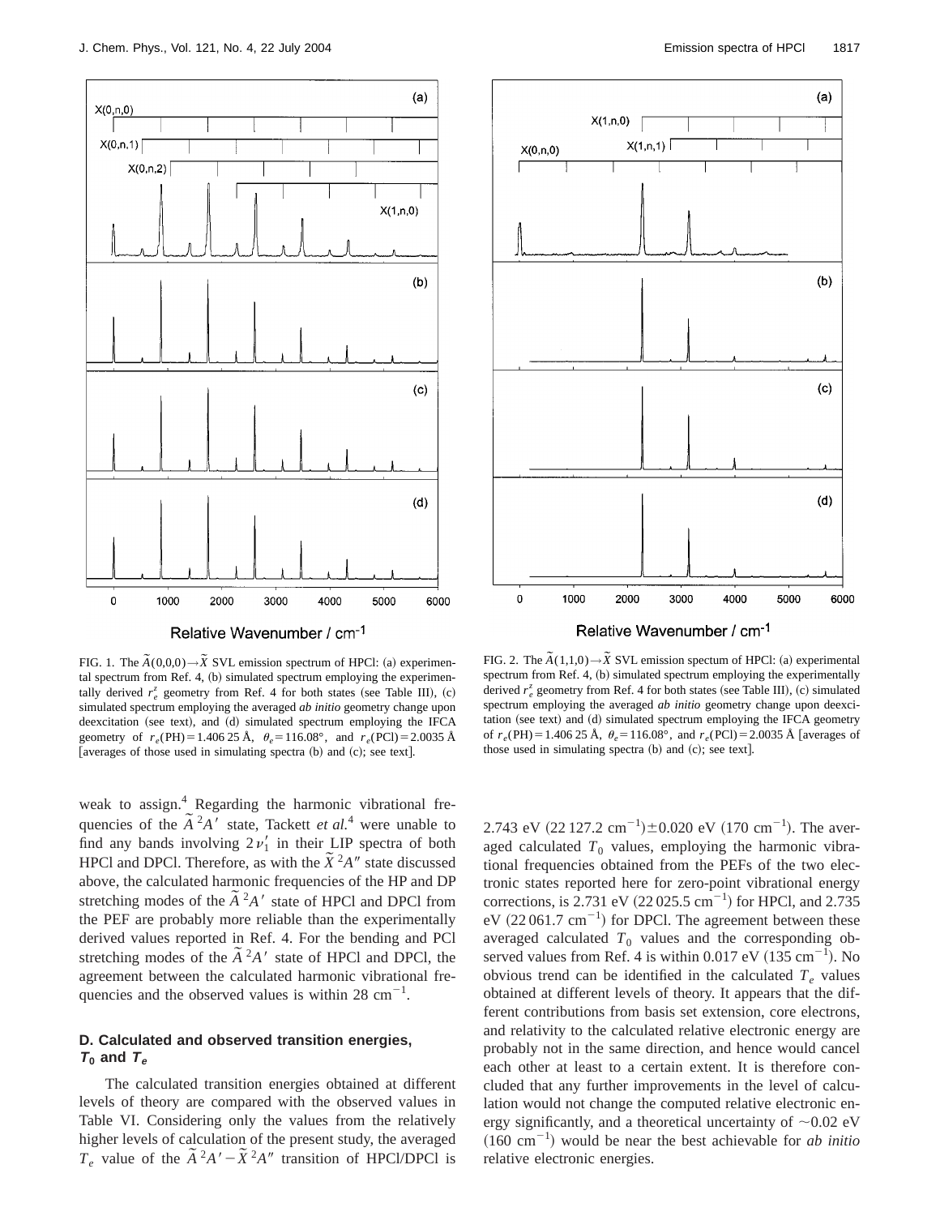FIG. 1. The $\tilde{A}(0,0,0)\rightarrow\tilde{X}$ SVL emission spectrum of HPCl: (a) experimental spectrum from Ref. 4, (b) simulated spectrum employing the experimentally derived $r_e^z$ geometry from Ref. 4 for both states (see Table III), (c) simulated spectrum employing the averaged *ab initio* geometry change upon deexcitation (see text), and (d) simulated spectrum employing the IFCA geometry of $r_e(\text{PH})=1.406\,25$ Å, $\theta_e=116.08°$, and $r_e(\text{PCl})=2.0035$ Å [averages of those used in simulating spectra (b) and (c); see text].

FIG. 2. The $\tilde{A}(1,1,0)\rightarrow\tilde{X}$ SVL emission spectum of HPCl: (a) experimental spectrum from Ref. 4, (b) simulated spectrum employing the experimentally derived $r_e^z$ geometry from Ref. 4 for both states (see Table III), (c) simulated spectrum employing the averaged *ab initio* geometry change upon deexcitation (see text) and (d) simulated spectrum employing the IFCA geometry of $r_e(\text{PH})=1.406\,25$ Å, $\theta_e=116.08°$, and $r_e(\text{PCl})=2.0035$ Å [averages of those used in simulating spectra (b) and (c); see text].

weak to assign.[4] Regarding the harmonic vibrational frequencies of the $\tilde{A}\,^2A'$ state, Tackett *et al.*[4] were unable to find any bands involving $2\nu_1'$ in their LIP spectra of both HPCl and DPCl. Therefore, as with the $\tilde{X}\,^2A''$ state discussed above, the calculated harmonic frequencies of the HP and DP stretching modes of the $\tilde{A}\,^2A'$ state of HPCl and DPCl from the PEF are probably more reliable than the experimentally derived values reported in Ref. 4. For the bending and PCl stretching modes of the $\tilde{A}\,^2A'$ state of HPCl and DPCl, the agreement between the calculated harmonic vibrational frequencies and the observed values is within 28 $\text{cm}^{-1}$.

### D. Calculated and observed transition energies, $T_0$ and $T_e$

The calculated transition energies obtained at different levels of theory are compared with the observed values in Table VI. Considering only the values from the relatively higher levels of calculation of the present study, the averaged $T_e$ value of the $\tilde{A}\,^2A'-\tilde{X}\,^2A''$ transition of HPCl/DPCl is 2.743 eV (22 127.2 $\text{cm}^{-1}$)$\pm$0.020 eV (170 $\text{cm}^{-1}$). The averaged calculated $T_0$ values, employing the harmonic vibrational frequencies obtained from the PEFs of the two electronic states reported here for zero-point vibrational energy corrections, is 2.731 eV (22 025.5 $\text{cm}^{-1}$) for HPCl, and 2.735 eV (22 061.7 $\text{cm}^{-1}$) for DPCl. The agreement between these averaged calculated $T_0$ values and the corresponding observed values from Ref. 4 is within 0.017 eV (135 $\text{cm}^{-1}$). No obvious trend can be identified in the calculated $T_e$ values obtained at different levels of theory. It appears that the different contributions from basis set extension, core electrons, and relativity to the calculated relative electronic energy are probably not in the same direction, and hence would cancel each other at least to a certain extent. It is therefore concluded that any further improvements in the level of calculation would not change the computed relative electronic energy significantly, and a theoretical uncertainty of ~0.02 eV (160 $\text{cm}^{-1}$) would be near the best achievable for *ab initio* relative electronic energies.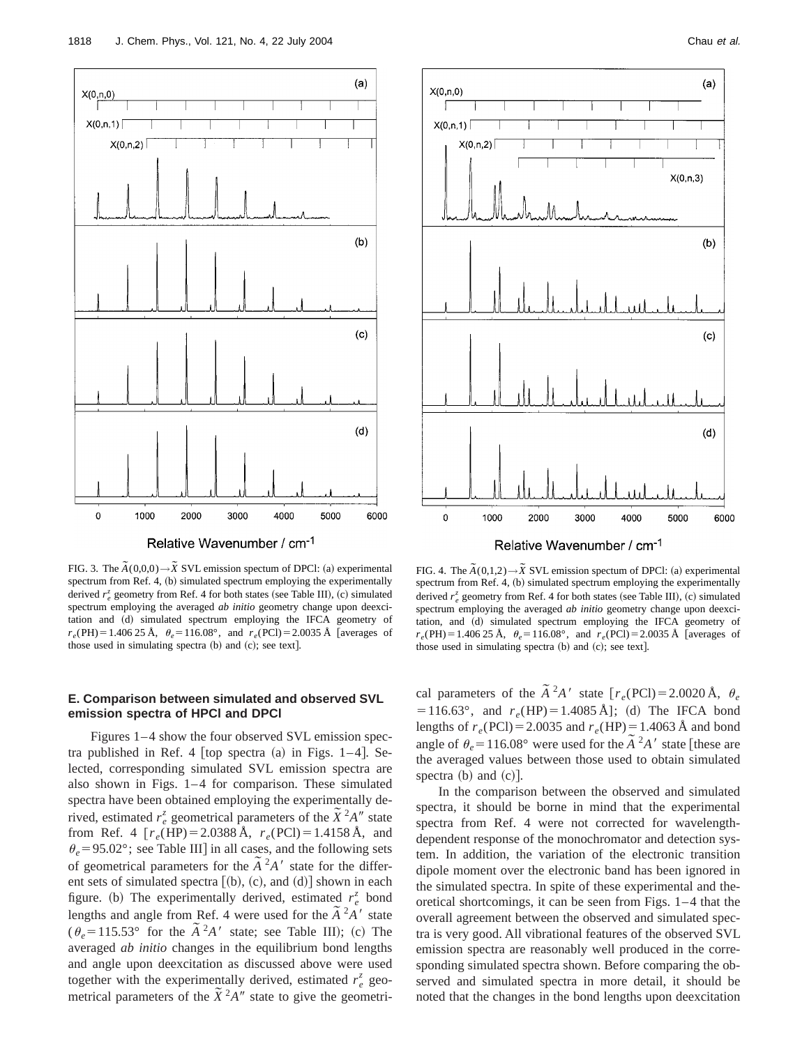FIG. 3. The $\tilde{A}(0,0,0)\rightarrow\tilde{X}$ SVL emission spectum of DPCl: (a) experimental spectrum from Ref. 4, (b) simulated spectrum employing the experimentally derived $r_e^z$ geometry from Ref. 4 for both states (see Table III), (c) simulated spectrum employing the averaged *ab initio* geometry change upon deexcitation and (d) simulated spectrum employing the IFCA geometry of $r_e(\mathrm{PH})=1.406\,25$ Å, $\theta_e=116.08°$, and $r_e(\mathrm{PCl})=2.0035$ Å [averages of those used in simulating spectra (b) and (c); see text].

FIG. 4. The $\tilde{A}(0,1,2)\rightarrow\tilde{X}$ SVL emission spectum of DPCl: (a) experimental spectrum from Ref. 4, (b) simulated spectrum employing the experimentally derived $r_e^z$ geometry from Ref. 4 for both states (see Table III), (c) simulated spectrum employing the averaged *ab initio* geometry change upon deexcitation, and (d) simulated spectrum employing the IFCA geometry of $r_e(\mathrm{PH})=1.406\,25$ Å, $\theta_e=116.08°$, and $r_e(\mathrm{PCl})=2.0035$ Å [averages of those used in simulating spectra (b) and (c); see text].

### E. Comparison between simulated and observed SVL emission spectra of HPCl and DPCl

Figures 1–4 show the four observed SVL emission spectra published in Ref. 4 [top spectra (a) in Figs. 1–4]. Selected, corresponding simulated SVL emission spectra are also shown in Figs. 1–4 for comparison. These simulated spectra have been obtained employing the experimentally derived, estimated $r_e^z$ geometrical parameters of the $\tilde{X}\,^2A''$ state from Ref. 4 [$r_e(\mathrm{HP})=2.0388$ Å, $r_e(\mathrm{PCl})=1.4158$ Å, and $\theta_e=95.02°$; see Table III] in all cases, and the following sets of geometrical parameters for the $\tilde{A}\,^2A'$ state for the different sets of simulated spectra [(b), (c), and (d)] shown in each figure. (b) The experimentally derived, estimated $r_e^z$ bond lengths and angle from Ref. 4 were used for the $\tilde{A}\,^2A'$ state ($\theta_e=115.53°$ for the $\tilde{A}\,^2A'$ state; see Table III); (c) The averaged *ab initio* changes in the equilibrium bond lengths and angle upon deexcitation as discussed above were used together with the experimentally derived, estimated $r_e^z$ geometrical parameters of the $\tilde{X}\,^2A''$ state to give the geometrical parameters of the $\tilde{A}\,^2A'$ state [$r_e(\mathrm{PCl})=2.0020$ Å, $\theta_e=116.63°$, and $r_e(\mathrm{HP})=1.4085$ Å]; (d) The IFCA bond lengths of $r_e(\mathrm{PCl})=2.0035$ and $r_e(\mathrm{HP})=1.4063$ Å and bond angle of $\theta_e=116.08°$ were used for the $\tilde{A}\,^2A'$ state [these are the averaged values between those used to obtain simulated spectra (b) and (c)].

In the comparison between the observed and simulated spectra, it should be borne in mind that the experimental spectra from Ref. 4 were not corrected for wavelength-dependent response of the monochromator and detection system. In addition, the variation of the electronic transition dipole moment over the electronic band has been ignored in the simulated spectra. In spite of these experimental and theoretical shortcomings, it can be seen from Figs. 1–4 that the overall agreement between the observed and simulated spectra is very good. All vibrational features of the observed SVL emission spectra are reasonably well produced in the corresponding simulated spectra shown. Before comparing the observed and simulated spectra in more detail, it should be noted that the changes in the bond lengths upon deexcitation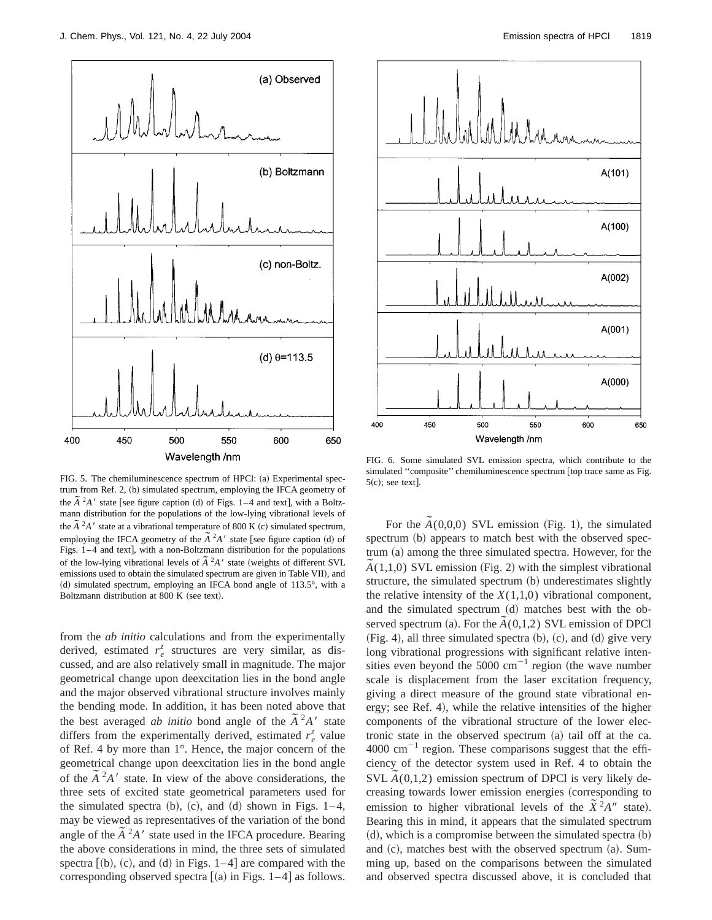FIG. 5. The chemiluminescence spectrum of HPCl: (a) Experimental spectrum from Ref. 2, (b) simulated spectrum, employing the IFCA geometry of the $\tilde{A}\,^2A'$ state [see figure caption (d) of Figs. 1–4 and text], with a Boltzmann distribution for the populations of the low-lying vibrational levels of the $\tilde{A}\,^2A'$ state at a vibrational temperature of 800 K (c) simulated spectrum, employing the IFCA geometry of the $\tilde{A}\,^2A'$ state [see figure caption (d) of Figs. 1–4 and text], with a non-Boltzmann distribution for the populations of the low-lying vibrational levels of $\tilde{A}\,^2A'$ state (weights of different SVL emissions used to obtain the simulated spectrum are given in Table VII), and (d) simulated spectrum, employing an IFCA bond angle of 113.5°, with a Boltzmann distribution at 800 K (see text).

FIG. 6. Some simulated SVL emission spectra, which contribute to the simulated "composite" chemiluminescence spectrum [top trace same as Fig. 5(c); see text].

from the *ab initio* calculations and from the experimentally derived, estimated $r_e^z$ structures are very similar, as discussed, and are also relatively small in magnitude. The major geometrical change upon deexcitation lies in the bond angle and the major observed vibrational structure involves mainly the bending mode. In addition, it has been noted above that the best averaged *ab initio* bond angle of the $\tilde{A}\,^2A'$ state differs from the experimentally derived, estimated $r_e^z$ value of Ref. 4 by more than 1°. Hence, the major concern of the geometrical change upon deexcitation lies in the bond angle of the $\tilde{A}\,^2A'$ state. In view of the above considerations, the three sets of excited state geometrical parameters used for the simulated spectra (b), (c), and (d) shown in Figs. 1–4, may be viewed as representatives of the variation of the bond angle of the $\tilde{A}\,^2A'$ state used in the IFCA procedure. Bearing the above considerations in mind, the three sets of simulated spectra [(b), (c), and (d) in Figs. 1–4] are compared with the corresponding observed spectra [(a) in Figs. 1–4] as follows.

For the $\tilde{A}(0,0,0)$ SVL emission (Fig. 1), the simulated spectrum (b) appears to match best with the observed spectrum (a) among the three simulated spectra. However, for the $\tilde{A}(1,1,0)$ SVL emission (Fig. 2) with the simplest vibrational structure, the simulated spectrum (b) underestimates slightly the relative intensity of the $X(1,1,0)$ vibrational component, and the simulated spectrum (d) matches best with the observed spectrum (a). For the $\tilde{A}(0,1,2)$ SVL emission of DPCl (Fig. 4), all three simulated spectra (b), (c), and (d) give very long vibrational progressions with significant relative intensities even beyond the 5000 $\text{cm}^{-1}$ region (the wave number scale is displacement from the laser excitation frequency, giving a direct measure of the ground state vibrational energy; see Ref. 4), while the relative intensities of the higher components of the vibrational structure of the lower electronic state in the observed spectrum (a) tail off at the ca. 4000 $\text{cm}^{-1}$ region. These comparisons suggest that the efficiency of the detector system used in Ref. 4 to obtain the SVL $\tilde{A}(0,1,2)$ emission spectrum of DPCl is very likely decreasing towards lower emission energies (corresponding to emission to higher vibrational levels of the $\tilde{X}\,^2A''$ state). Bearing this in mind, it appears that the simulated spectrum (d), which is a compromise between the simulated spectra (b) and (c), matches best with the observed spectrum (a). Summing up, based on the comparisons between the simulated and observed spectra discussed above, it is concluded that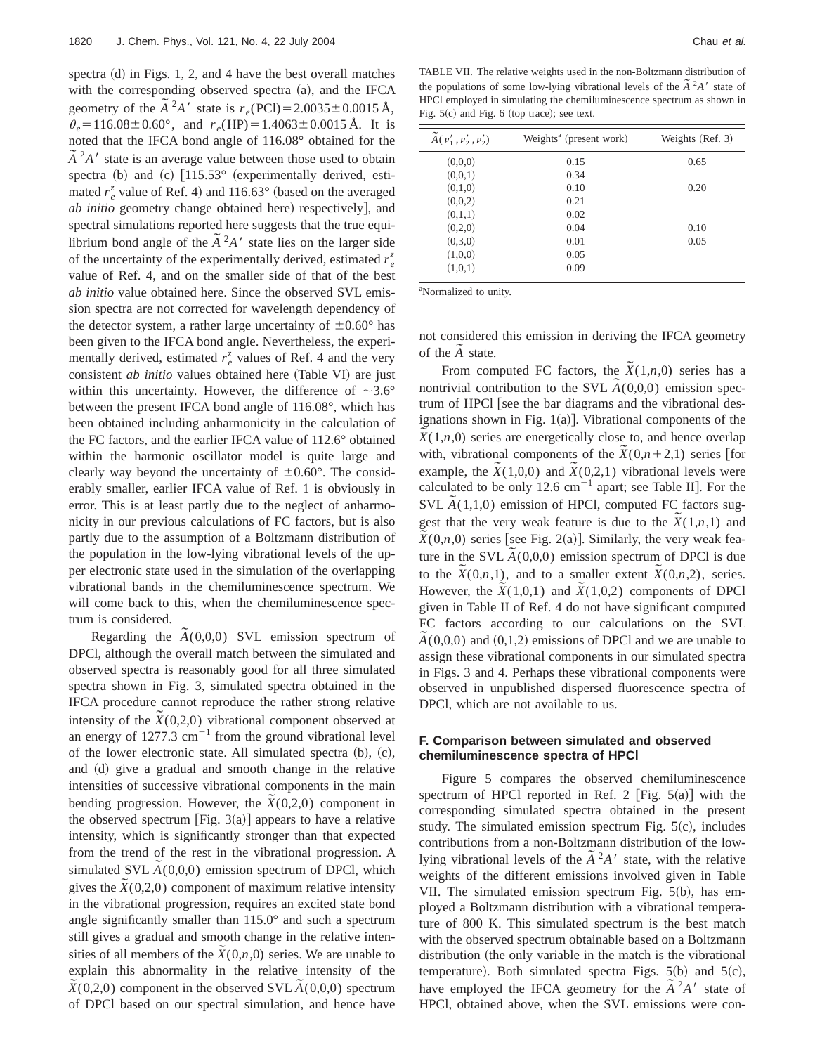spectra (d) in Figs. 1, 2, and 4 have the best overall matches with the corresponding observed spectra (a), and the IFCA geometry of the $\tilde{A}\,^2A'$ state is $r_e(\mathrm{PCl}) = 2.0035 \pm 0.0015$ Å, $\theta_e = 116.08 \pm 0.60°$, and $r_e(\mathrm{HP}) = 1.4063 \pm 0.0015$ Å. It is noted that the IFCA bond angle of 116.08° obtained for the $\tilde{A}\,^2A'$ state is an average value between those used to obtain spectra (b) and (c) [115.53° (experimentally derived, estimated $r_e^z$ value of Ref. 4) and 116.63° (based on the averaged *ab initio* geometry change obtained here) respectively], and spectral simulations reported here suggests that the true equilibrium bond angle of the $\tilde{A}\,^2A'$ state lies on the larger side of the uncertainty of the experimentally derived, estimated $r_e^z$ value of Ref. 4, and on the smaller side of that of the best *ab initio* value obtained here. Since the observed SVL emission spectra are not corrected for wavelength dependency of the detector system, a rather large uncertainty of $\pm 0.60°$ has been given to the IFCA bond angle. Nevertheless, the experimentally derived, estimated $r_e^z$ values of Ref. 4 and the very consistent *ab initio* values obtained here (Table VI) are just within this uncertainty. However, the difference of $\sim 3.6°$ between the present IFCA bond angle of 116.08°, which has been obtained including anharmonicity in the calculation of the FC factors, and the earlier IFCA value of 112.6° obtained within the harmonic oscillator model is quite large and clearly way beyond the uncertainty of $\pm 0.60°$. The considerably smaller, earlier IFCA value of Ref. 1 is obviously in error. This is at least partly due to the neglect of anharmonicity in our previous calculations of FC factors, but is also partly due to the assumption of a Boltzmann distribution of the population in the low-lying vibrational levels of the upper electronic state used in the simulation of the overlapping vibrational bands in the chemiluminescence spectrum. We will come back to this, when the chemiluminescence spectrum is considered.

Regarding the $\tilde{A}(0,0,0)$ SVL emission spectrum of DPCl, although the overall match between the simulated and observed spectra is reasonably good for all three simulated spectra shown in Fig. 3, simulated spectra obtained in the IFCA procedure cannot reproduce the rather strong relative intensity of the $\tilde{X}(0,2,0)$ vibrational component observed at an energy of 1277.3 cm$^{-1}$ from the ground vibrational level of the lower electronic state. All simulated spectra (b), (c), and (d) give a gradual and smooth change in the relative intensities of successive vibrational components in the main bending progression. However, the $\tilde{X}(0,2,0)$ component in the observed spectrum [Fig. 3(a)] appears to have a relative intensity, which is significantly stronger than that expected from the trend of the rest in the vibrational progression. A simulated SVL $\tilde{A}(0,0,0)$ emission spectrum of DPCl, which gives the $\tilde{X}(0,2,0)$ component of maximum relative intensity in the vibrational progression, requires an excited state bond angle significantly smaller than 115.0° and such a spectrum still gives a gradual and smooth change in the relative intensities of all members of the $\tilde{X}(0,n,0)$ series. We are unable to explain this abnormality in the relative intensity of the $\tilde{X}(0,2,0)$ component in the observed SVL $\tilde{A}(0,0,0)$ spectrum of DPCl based on our spectral simulation, and hence have not considered this emission in deriving the IFCA geometry of the $\tilde{A}$ state.

TABLE VII. The relative weights used in the non-Boltzmann distribution of the populations of some low-lying vibrational levels of the $\tilde{A}\,^2A'$ state of HPCl employed in simulating the chemiluminescence spectrum as shown in Fig. 5(c) and Fig. 6 (top trace); see text.

| $\tilde{A}(\nu_1', \nu_2', \nu_2')$ | Weights[a] (present work) | Weights (Ref. 3) |
|---|---|---|
| (0,0,0) | 0.15 | 0.65 |
| (0,0,1) | 0.34 | |
| (0,1,0) | 0.10 | 0.20 |
| (0,0,2) | 0.21 | |
| (0,1,1) | 0.02 | |
| (0,2,0) | 0.04 | 0.10 |
| (0,3,0) | 0.01 | 0.05 |
| (1,0,0) | 0.05 | |
| (1,0,1) | 0.09 | |

[a]Normalized to unity.

From computed FC factors, the $\tilde{X}(1,n,0)$ series has a nontrivial contribution to the SVL $\tilde{A}(0,0,0)$ emission spectrum of HPCl [see the bar diagrams and the vibrational designations shown in Fig. 1(a)]. Vibrational components of the $\tilde{X}(1,n,0)$ series are energetically close to, and hence overlap with, vibrational components of the $\tilde{X}(0,n+2,1)$ series [for example, the $\tilde{X}(1,0,0)$ and $\tilde{X}(0,2,1)$ vibrational levels were calculated to be only 12.6 cm$^{-1}$ apart; see Table II]. For the SVL $\tilde{A}(1,1,0)$ emission of HPCl, computed FC factors suggest that the very weak feature is due to the $\tilde{X}(1,n,1)$ and $\tilde{X}(0,n,0)$ series [see Fig. 2(a)]. Similarly, the very weak feature in the SVL $\tilde{A}(0,0,0)$ emission spectrum of DPCl is due to the $\tilde{X}(0,n,1)$, and to a smaller extent $\tilde{X}(0,n,2)$, series. However, the $\tilde{X}(1,0,1)$ and $\tilde{X}(1,0,2)$ components of DPCl given in Table II of Ref. 4 do not have significant computed FC factors according to our calculations on the SVL $\tilde{A}(0,0,0)$ and (0,1,2) emissions of DPCl and we are unable to assign these vibrational components in our simulated spectra in Figs. 3 and 4. Perhaps these vibrational components were observed in unpublished dispersed fluorescence spectra of DPCl, which are not available to us.

### F. Comparison between simulated and observed chemiluminescence spectra of HPCl

Figure 5 compares the observed chemiluminescence spectrum of HPCl reported in Ref. 2 [Fig. 5(a)] with the corresponding simulated spectra obtained in the present study. The simulated emission spectrum Fig. 5(c), includes contributions from a non-Boltzmann distribution of the low-lying vibrational levels of the $\tilde{A}\,^2A'$ state, with the relative weights of the different emissions involved given in Table VII. The simulated emission spectrum Fig. 5(b), has employed a Boltzmann distribution with a vibrational temperature of 800 K. This simulated spectrum is the best match with the observed spectrum obtainable based on a Boltzmann distribution (the only variable in the match is the vibrational temperature). Both simulated spectra Figs. 5(b) and 5(c), have employed the IFCA geometry for the $\tilde{A}\,^2A'$ state of HPCl, obtained above, when the SVL emissions were con-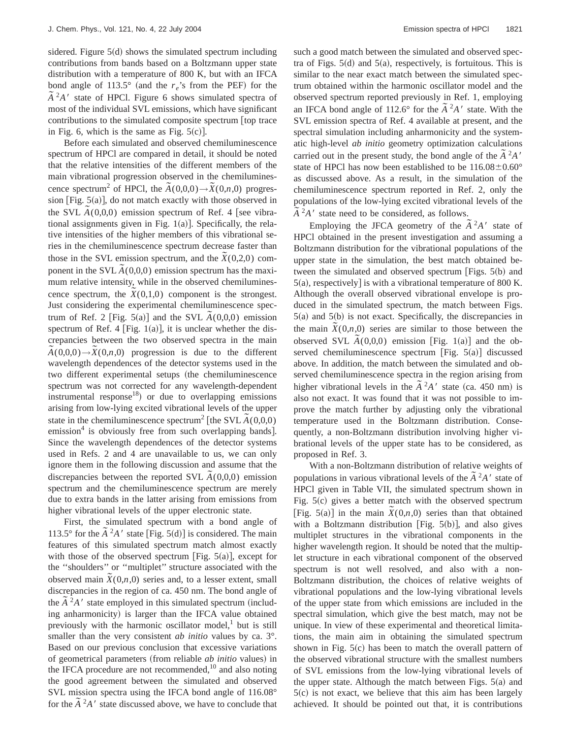sidered. Figure 5(d) shows the simulated spectrum including contributions from bands based on a Boltzmann upper state distribution with a temperature of 800 K, but with an IFCA bond angle of 113.5° (and the $r_e$'s from the PEF) for the $\tilde{A}\,^2A'$ state of HPCl. Figure 6 shows simulated spectra of most of the individual SVL emissions, which have significant contributions to the simulated composite spectrum [top trace in Fig. 6, which is the same as Fig. 5(c)].

Before each simulated and observed chemiluminescence spectrum of HPCl are compared in detail, it should be noted that the relative intensities of the different members of the main vibrational progression observed in the chemiluminescence spectrum[2] of HPCl, the $\tilde{A}(0,0,0)\rightarrow\tilde{X}(0,n,0)$ progression [Fig. 5(a)], do not match exactly with those observed in the SVL $\tilde{A}(0,0,0)$ emission spectrum of Ref. 4 [see vibrational assignments given in Fig. 1(a)]. Specifically, the relative intensities of the higher members of this vibrational series in the chemiluminescence spectrum decrease faster than those in the SVL emission spectrum, and the $\tilde{X}(0,2,0)$ component in the SVL $\tilde{A}(0,0,0)$ emission spectrum has the maximum relative intensity, while in the observed chemiluminescence spectrum, the $\tilde{X}(0,1,0)$ component is the strongest. Just considering the experimental chemiluminescence spectrum of Ref. 2 [Fig. 5(a)] and the SVL $\tilde{A}(0,0,0)$ emission spectrum of Ref. 4 [Fig. 1(a)], it is unclear whether the discrepancies between the two observed spectra in the main $\tilde{A}(0,0,0)\rightarrow\tilde{X}(0,n,0)$ progression is due to the different wavelength dependences of the detector systems used in the two different experimental setups (the chemiluminescence spectrum was not corrected for any wavelength-dependent instrumental response[18]) or due to overlapping emissions arising from low-lying excited vibrational levels of the upper state in the chemiluminescence spectrum[2] [the SVL $\tilde{A}(0,0,0)$ emission[4] is obviously free from such overlapping bands]. Since the wavelength dependences of the detector systems used in Refs. 2 and 4 are unavailable to us, we can only ignore them in the following discussion and assume that the discrepancies between the reported SVL $\tilde{A}(0,0,0)$ emission spectrum and the chemiluminescence spectrum are merely due to extra bands in the latter arising from emissions from higher vibrational levels of the upper electronic state.

First, the simulated spectrum with a bond angle of 113.5° for the $\tilde{A}\,^2A'$ state [Fig. 5(d)] is considered. The main features of this simulated spectrum match almost exactly with those of the observed spectrum [Fig. 5(a)], except for the "shoulders" or "multiplet" structure associated with the observed main $\tilde{X}(0,n,0)$ series and, to a lesser extent, small discrepancies in the region of ca. 450 nm. The bond angle of the $\tilde{A}\,^2A'$ state employed in this simulated spectrum (including anharmonicity) is larger than the IFCA value obtained previously with the harmonic oscillator model,[1] but is still smaller than the very consistent *ab initio* values by ca. 3°. Based on our previous conclusion that excessive variations of geometrical parameters (from reliable *ab initio* values) in the IFCA procedure are not recommended,[10] and also noting the good agreement between the simulated and observed SVL mission spectra using the IFCA bond angle of 116.08° for the $\tilde{A}\,^2A'$ state discussed above, we have to conclude that such a good match between the simulated and observed spectra of Figs. 5(d) and 5(a), respectively, is fortuitous. This is similar to the near exact match between the simulated spectrum obtained within the harmonic oscillator model and the observed spectrum reported previously in Ref. 1, employing an IFCA bond angle of 112.6° for the $\tilde{A}\,^2A'$ state. With the SVL emission spectra of Ref. 4 available at present, and the spectral simulation including anharmonicity and the systematic high-level *ab initio* geometry optimization calculations carried out in the present study, the bond angle of the $\tilde{A}\,^2A'$ state of HPCl has now been established to be 116.08±0.60° as discussed above. As a result, in the simulation of the chemiluminescence spectrum reported in Ref. 2, only the populations of the low-lying excited vibrational levels of the $\tilde{A}\,^2A'$ state need to be considered, as follows.

Employing the JFCA geometry of the $\tilde{A}\,^2A'$ state of HPCl obtained in the present investigation and assuming a Boltzmann distribution for the vibrational populations of the upper state in the simulation, the best match obtained between the simulated and observed spectrum [Figs. 5(b) and 5(a), respectively] is with a vibrational temperature of 800 K. Although the overall observed vibrational envelope is produced in the simulated spectrum, the match between Figs. 5(a) and 5(b) is not exact. Specifically, the discrepancies in the main $\tilde{X}(0,n,0)$ series are similar to those between the observed SVL $\tilde{A}(0,0,0)$ emission [Fig. 1(a)] and the observed chemiluminescence spectrum [Fig. 5(a)] discussed above. In addition, the match between the simulated and observed chemiluminescence spectra in the region arising from higher vibrational levels in the $\tilde{A}\,^2A'$ state (ca. 450 nm) is also not exact. It was found that it was not possible to improve the match further by adjusting only the vibrational temperature used in the Boltzmann distribution. Consequently, a non-Boltzmann distribution involving higher vibrational levels of the upper state has to be considered, as proposed in Ref. 3.

With a non-Boltzmann distribution of relative weights of populations in various vibrational levels of the $\tilde{A}\,^2A'$ state of HPCl given in Table VII, the simulated spectrum shown in Fig. 5(c) gives a better match with the observed spectrum [Fig. 5(a)] in the main $\tilde{X}(0,n,0)$ series than that obtained with a Boltzmann distribution [Fig. 5(b)], and also gives multiplet structures in the vibrational components in the higher wavelength region. It should be noted that the multiplet structure in each vibrational component of the observed spectrum is not well resolved, and also with a non-Boltzmann distribution, the choices of relative weights of vibrational populations and the low-lying vibrational levels of the upper state from which emissions are included in the spectral simulation, which give the best match, may not be unique. In view of these experimental and theoretical limitations, the main aim in obtaining the simulated spectrum shown in Fig. 5(c) has been to match the overall pattern of the observed vibrational structure with the smallest numbers of SVL emissions from the low-lying vibrational levels of the upper state. Although the match between Figs. 5(a) and 5(c) is not exact, we believe that this aim has been largely achieved. It should be pointed out that, it is contributions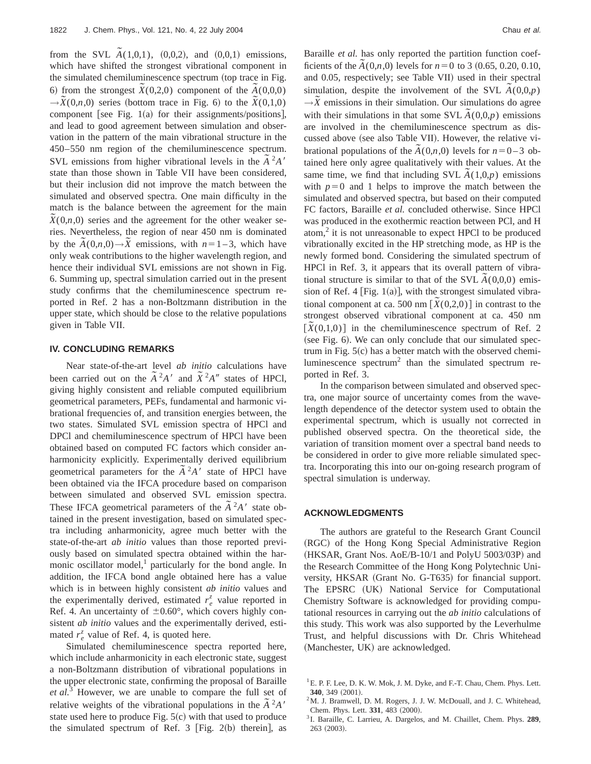from the SVL $\tilde{A}(1,0,1)$, (0,0,2), and (0,0,1) emissions, which have shifted the strongest vibrational component in the simulated chemiluminescence spectrum (top trace in Fig. 6) from the strongest $\tilde{X}(0,2,0)$ component of the $\tilde{A}(0,0,0) \rightarrow \tilde{X}(0,n,0)$ series (bottom trace in Fig. 6) to the $\tilde{X}(0,1,0)$ component [see Fig. 1(a) for their assignments/positions], and lead to good agreement between simulation and observation in the pattern of the main vibrational structure in the 450–550 nm region of the chemiluminescence spectrum. SVL emissions from higher vibrational levels in the $\tilde{A}\,^2A'$ state than those shown in Table VII have been considered, but their inclusion did not improve the match between the simulated and observed spectra. One main difficulty in the match is the balance between the agreement for the main $\tilde{X}(0,n,0)$ series and the agreement for the other weaker series. Nevertheless, the region of near 450 nm is dominated by the $\tilde{A}(0,n,0) \rightarrow \tilde{X}$ emissions, with $n=1-3$, which have only weak contributions to the higher wavelength region, and hence their individual SVL emissions are not shown in Fig. 6. Summing up, spectral simulation carried out in the present study confirms that the chemiluminescence spectrum reported in Ref. 2 has a non-Boltzmann distribution in the upper state, which should be close to the relative populations given in Table VII.

## IV. CONCLUDING REMARKS

Near state-of-the-art level *ab initio* calculations have been carried out on the $\tilde{A}\,^2A'$ and $\tilde{X}\,^2A''$ states of HPCl, giving highly consistent and reliable computed equilibrium geometrical parameters, PEFs, fundamental and harmonic vibrational frequencies of, and transition energies between, the two states. Simulated SVL emission spectra of HPCl and DPCl and chemiluminescence spectrum of HPCl have been obtained based on computed FC factors which consider anharmonicity explicitly. Experimentally derived equilibrium geometrical parameters for the $\tilde{A}\,^2A'$ state of HPCl have been obtained via the IFCA procedure based on comparison between simulated and observed SVL emission spectra. These IFCA geometrical parameters of the $\tilde{A}\,^2A'$ state obtained in the present investigation, based on simulated spectra including anharmonicity, agree much better with the state-of-the-art *ab initio* values than those reported previously based on simulated spectra obtained within the harmonic oscillator model,[1] particularly for the bond angle. In addition, the IFCA bond angle obtained here has a value which is in between highly consistent *ab initio* values and the experimentally derived, estimated $r_e^z$ value reported in Ref. 4. An uncertainty of $\pm 0.60°$, which covers highly consistent *ab initio* values and the experimentally derived, estimated $r_e^z$ value of Ref. 4, is quoted here.

Simulated chemiluminescence spectra reported here, which include anharmonicity in each electronic state, suggest a non-Boltzmann distribution of vibrational populations in the upper electronic state, confirming the proposal of Baraille *et al.*[3] However, we are unable to compare the full set of relative weights of the vibrational populations in the $\tilde{A}\,^2A'$ state used here to produce Fig. 5(c) with that used to produce the simulated spectrum of Ref. 3 [Fig. 2(b) therein], as Baraille *et al.* has only reported the partition function coefficients of the $\tilde{A}(0,n,0)$ levels for $n=0$ to 3 (0.65, 0.20, 0.10, and 0.05, respectively; see Table VII) used in their spectral simulation, despite the involvement of the SVL $\tilde{A}(0,0,p) \rightarrow \tilde{X}$ emissions in their simulation. Our simulations do agree with their simulations in that some SVL $\tilde{A}(0,0,p)$ emissions are involved in the chemiluminescence spectrum as discussed above (see also Table VII). However, the relative vibrational populations of the $\tilde{A}(0,n,0)$ levels for $n=0-3$ obtained here only agree qualitatively with their values. At the same time, we find that including SVL $\tilde{A}(1,0,p)$ emissions with $p=0$ and 1 helps to improve the match between the simulated and observed spectra, but based on their computed FC factors, Baraille *et al.* concluded otherwise. Since HPCl was produced in the exothermic reaction between PCl, and H atom,[2] it is not unreasonable to expect HPCl to be produced vibrationally excited in the HP stretching mode, as HP is the newly formed bond. Considering the simulated spectrum of HPCl in Ref. 3, it appears that its overall pattern of vibrational structure is similar to that of the SVL $\tilde{A}(0,0,0)$ emission of Ref. 4 [Fig. 1(a)], with the strongest simulated vibrational component at ca. 500 nm [$\tilde{X}(0,2,0)$] in contrast to the strongest observed vibrational component at ca. 450 nm [$\tilde{X}(0,1,0)$] in the chemiluminescence spectrum of Ref. 2 (see Fig. 6). We can only conclude that our simulated spectrum in Fig. 5(c) has a better match with the observed chemiluminescence spectrum[2] than the simulated spectrum reported in Ref. 3.

In the comparison between simulated and observed spectra, one major source of uncertainty comes from the wavelength dependence of the detector system used to obtain the experimental spectrum, which is usually not corrected in published observed spectra. On the theoretical side, the variation of transition moment over a spectral band needs to be considered in order to give more reliable simulated spectra. Incorporating this into our on-going research program of spectral simulation is underway.

## ACKNOWLEDGMENTS

The authors are grateful to the Research Grant Council (RGC) of the Hong Kong Special Administrative Region (HKSAR, Grant Nos. AoE/B-10/1 and PolyU 5003/03P) and the Research Committee of the Hong Kong Polytechnic University, HKSAR (Grant No. G-T635) for financial support. The EPSRC (UK) National Service for Computational Chemistry Software is acknowledged for providing computational resources in carrying out the *ab initio* calculations of this study. This work was also supported by the Leverhulme Trust, and helpful discussions with Dr. Chris Whitehead (Manchester, UK) are acknowledged.

[1] E. P. F. Lee, D. K. W. Mok, J. M. Dyke, and F.-T. Chau, Chem. Phys. Lett. **340**, 349 (2001).

[2] M. J. Bramwell, D. M. Rogers, J. J. W. McDouall, and J. C. Whitehead, Chem. Phys. Lett. **331**, 483 (2000).

[3] I. Baraille, C. Larrieu, A. Dargelos, and M. Chaillet, Chem. Phys. **289**, 263 (2003).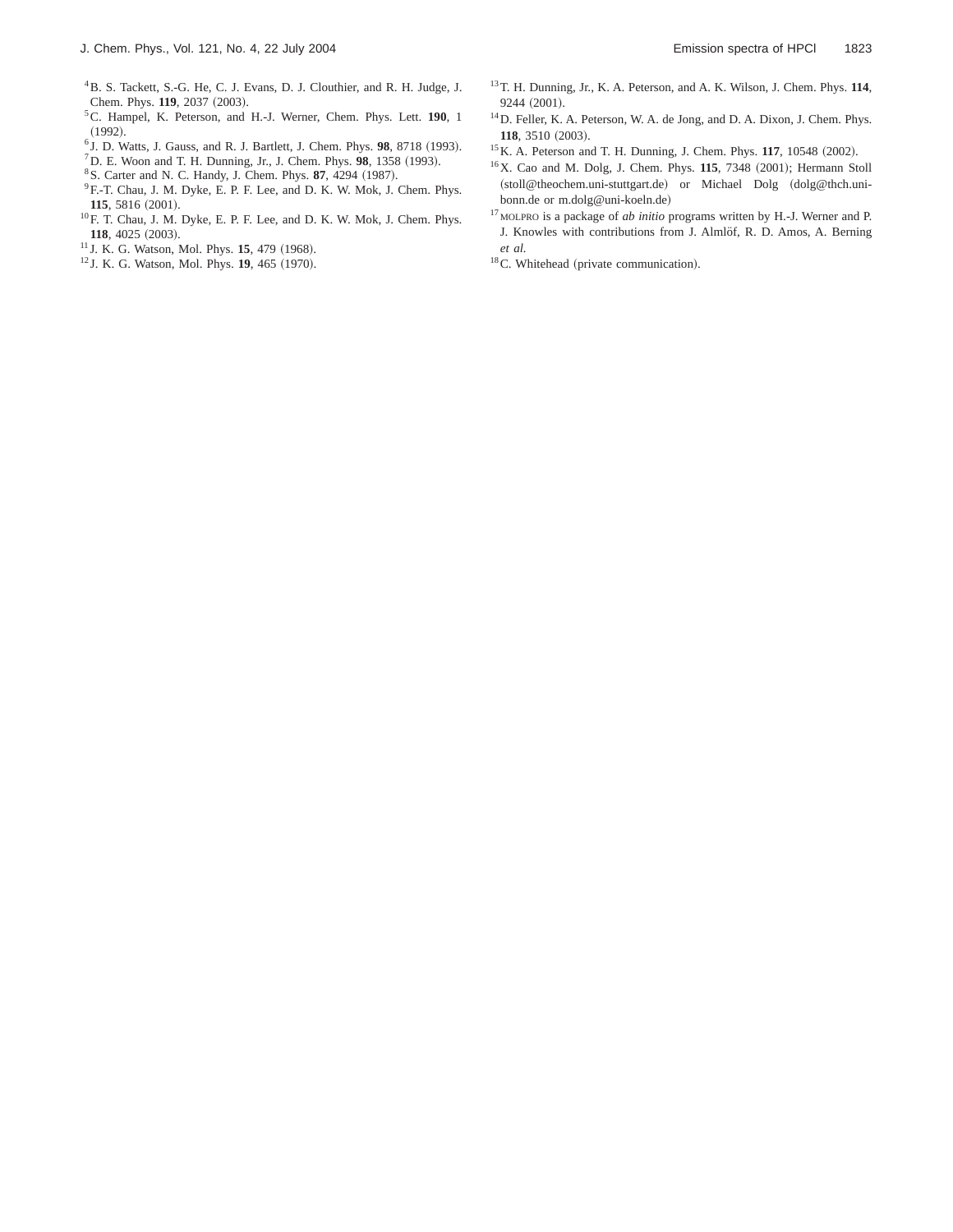[4] B. S. Tackett, S.-G. He, C. J. Evans, D. J. Clouthier, and R. H. Judge, J. Chem. Phys. **119**, 2037 (2003).

[5] C. Hampel, K. Peterson, and H.-J. Werner, Chem. Phys. Lett. **190**, 1 (1992).

[6] J. D. Watts, J. Gauss, and R. J. Bartlett, J. Chem. Phys. **98**, 8718 (1993).

[7] D. E. Woon and T. H. Dunning, Jr., J. Chem. Phys. **98**, 1358 (1993).

[8] S. Carter and N. C. Handy, J. Chem. Phys. **87**, 4294 (1987).

[9] F.-T. Chau, J. M. Dyke, E. P. F. Lee, and D. K. W. Mok, J. Chem. Phys. **115**, 5816 (2001).

[10] F. T. Chau, J. M. Dyke, E. P. F. Lee, and D. K. W. Mok, J. Chem. Phys. **118**, 4025 (2003).

[11] J. K. G. Watson, Mol. Phys. **15**, 479 (1968).

[12] J. K. G. Watson, Mol. Phys. **19**, 465 (1970).

[13] T. H. Dunning, Jr., K. A. Peterson, and A. K. Wilson, J. Chem. Phys. **114**, 9244 (2001).

[14] D. Feller, K. A. Peterson, W. A. de Jong, and D. A. Dixon, J. Chem. Phys. **118**, 3510 (2003).

[15] K. A. Peterson and T. H. Dunning, J. Chem. Phys. **117**, 10548 (2002).

[16] X. Cao and M. Dolg, J. Chem. Phys. **115**, 7348 (2001); Hermann Stoll (stoll@theochem.uni-stuttgart.de) or Michael Dolg (dolg@thch.uni-bonn.de or m.dolg@uni-koeln.de)

[17] MOLPRO is a package of *ab initio* programs written by H.-J. Werner and P. J. Knowles with contributions from J. Almlöf, R. D. Amos, A. Berning *et al.*

[18] C. Whitehead (private communication).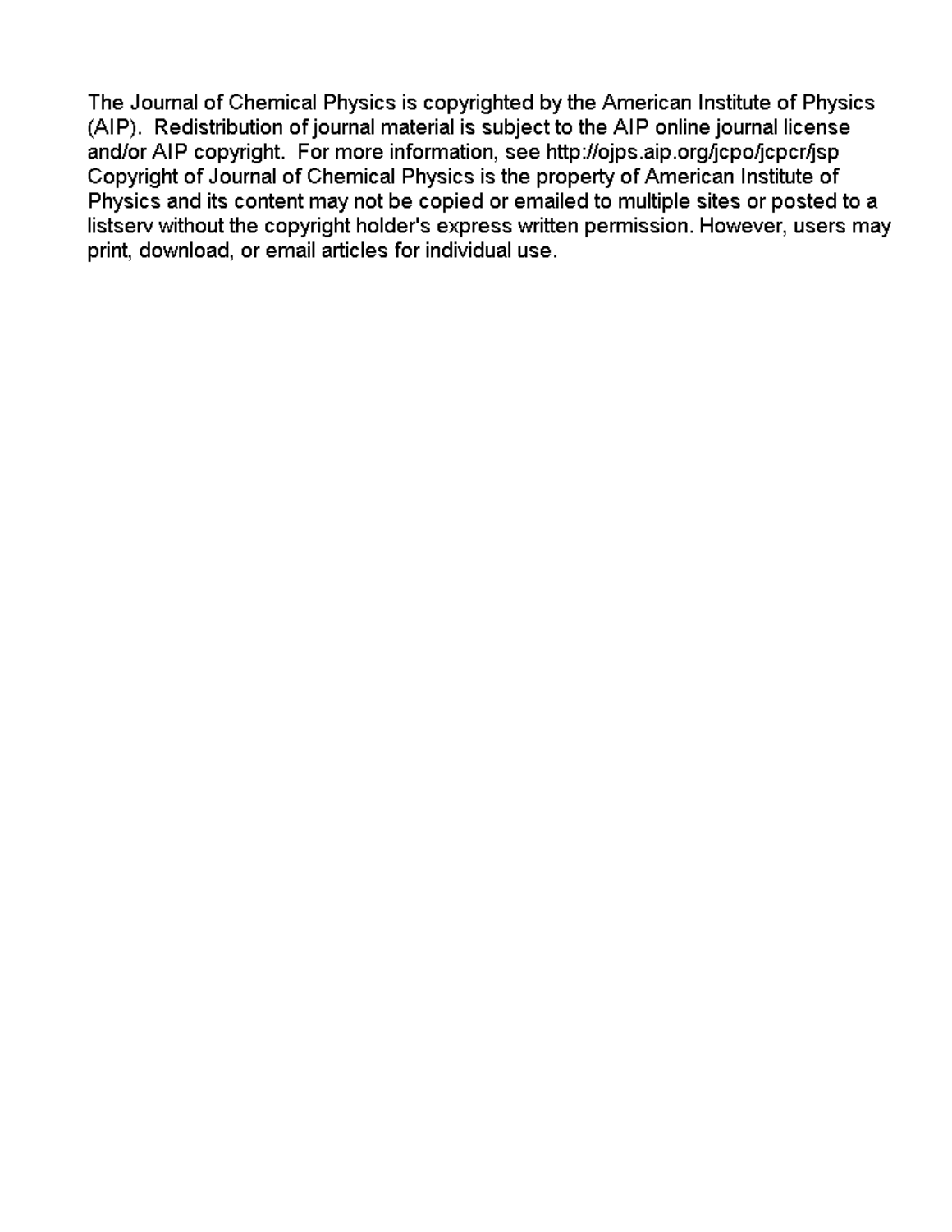The Journal of Chemical Physics is copyrighted by the American Institute of Physics (AIP). Redistribution of journal material is subject to the AIP online journal license and/or AIP copyright. For more information, see http://ojps.aip.org/jcpo/jcpcr/jsp
Copyright of Journal of Chemical Physics is the property of American Institute of Physics and its content may not be copied or emailed to multiple sites or posted to a listserv without the copyright holder's express written permission. However, users may print, download, or email articles for individual use.